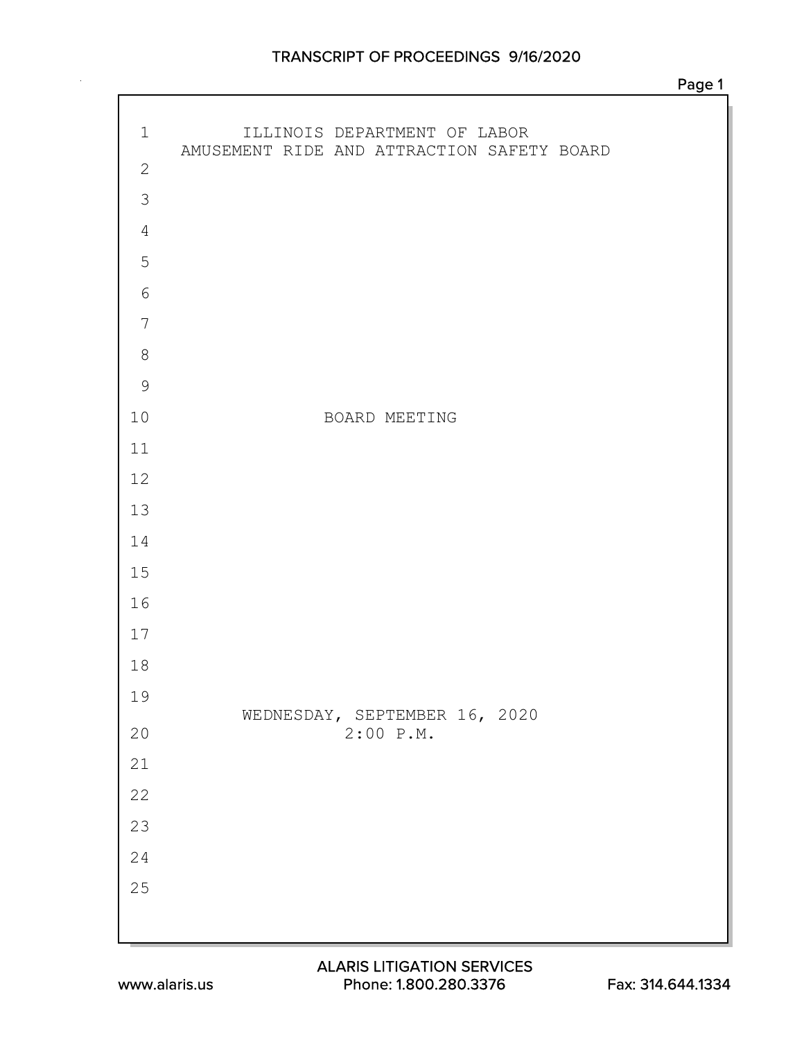ILLINOIS DEPARTMENT OF LABOR
AMUSEMENT RIDE AND ATTRACTION SAFETY BOARD

BOARD MEETING

WEDNESDAY, SEPTEMBER 16, 2020
2:00 P.M.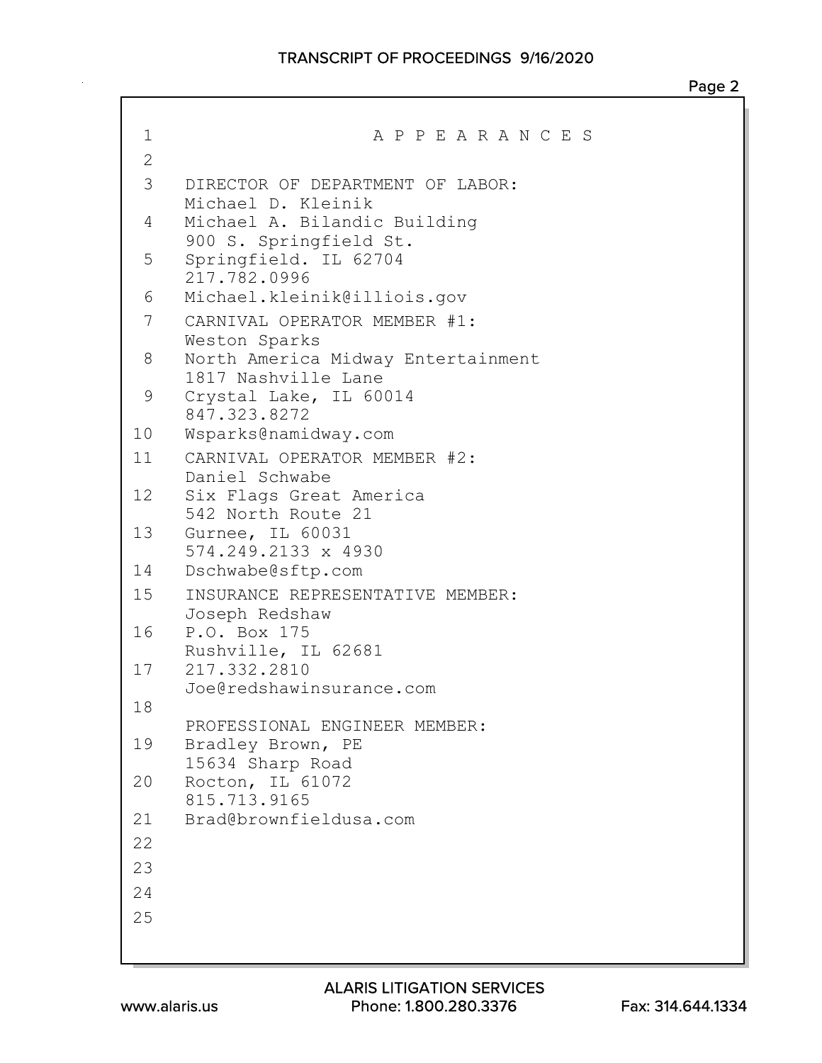# A P P E A R A N C E S

DIRECTOR OF DEPARTMENT OF LABOR:
Michael D. Kleinik
Michael A. Bilandic Building
900 S. Springfield St.
Springfield. IL 62704
217.782.0996
Michael.kleinik@illiois.gov

CARNIVAL OPERATOR MEMBER #1:
Weston Sparks
North America Midway Entertainment
1817 Nashville Lane
Crystal Lake, IL 60014
847.323.8272
Wsparks@namidway.com

CARNIVAL OPERATOR MEMBER #2:
Daniel Schwabe
Six Flags Great America
542 North Route 21
Gurnee, IL 60031
574.249.2133 x 4930
Dschwabe@sftp.com

INSURANCE REPRESENTATIVE MEMBER:
Joseph Redshaw
P.O. Box 175
Rushville, IL 62681
217.332.2810
Joe@redshawinsurance.com

PROFESSIONAL ENGINEER MEMBER:
Bradley Brown, PE
15634 Sharp Road
Rocton, IL 61072
815.713.9165
Brad@brownfieldusa.com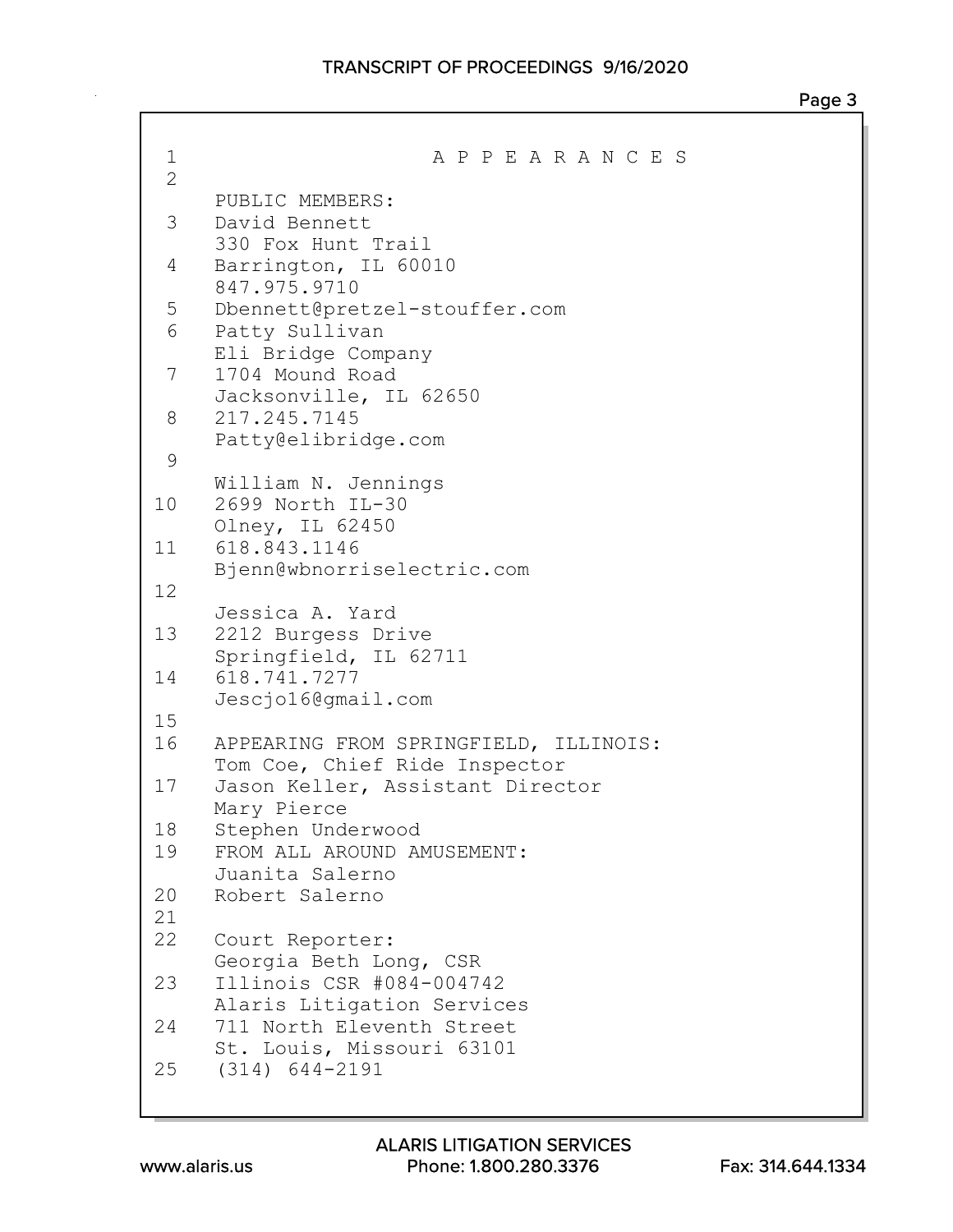# A P P E A R A N C E S

PUBLIC MEMBERS:

David Bennett
330 Fox Hunt Trail
Barrington, IL 60010
847.975.9710
Dbennett@pretzel-stouffer.com

Patty Sullivan
Eli Bridge Company
1704 Mound Road
Jacksonville, IL 62650
217.245.7145
Patty@elibridge.com

William N. Jennings
2699 North IL-30
Olney, IL 62450
618.843.1146
Bjenn@wbnorriselectric.com

Jessica A. Yard
2212 Burgess Drive
Springfield, IL 62711
618.741.7277
Jescjo16@gmail.com

APPEARING FROM SPRINGFIELD, ILLINOIS:
Tom Coe, Chief Ride Inspector
Jason Keller, Assistant Director
Mary Pierce
Stephen Underwood

FROM ALL AROUND AMUSEMENT:
Juanita Salerno
Robert Salerno

Court Reporter:
Georgia Beth Long, CSR
Illinois CSR #084-004742
Alaris Litigation Services
711 North Eleventh Street
St. Louis, Missouri 63101
(314) 644-2191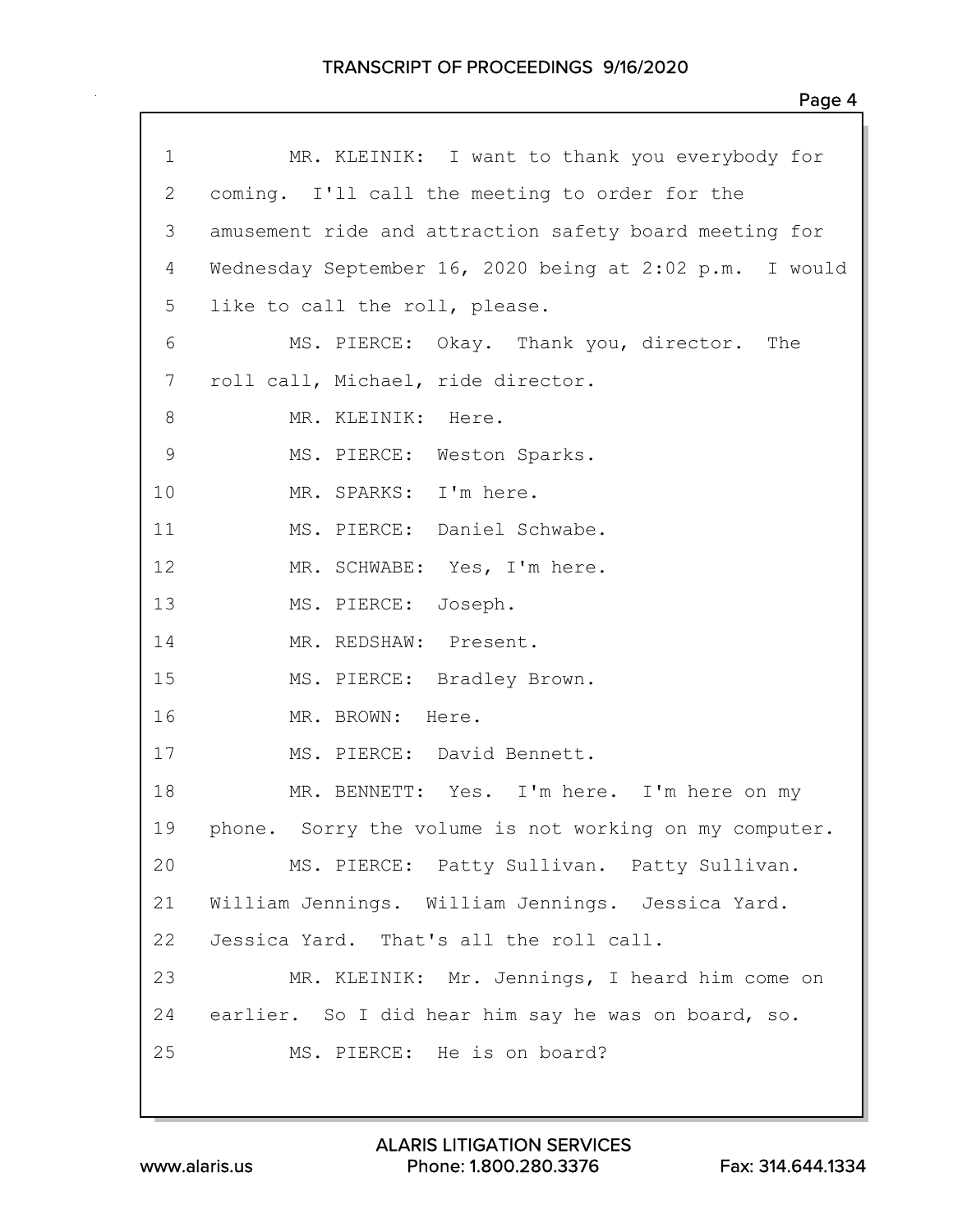1 MR. KLEINIK: I want to thank you everybody for
2 coming. I'll call the meeting to order for the
3 amusement ride and attraction safety board meeting for
4 Wednesday September 16, 2020 being at 2:02 p.m. I would
5 like to call the roll, please.
6 MS. PIERCE: Okay. Thank you, director. The
7 roll call, Michael, ride director.
8 MR. KLEINIK: Here.
9 MS. PIERCE: Weston Sparks.
10 MR. SPARKS: I'm here.
11 MS. PIERCE: Daniel Schwabe.
12 MR. SCHWABE: Yes, I'm here.
13 MS. PIERCE: Joseph.
14 MR. REDSHAW: Present.
15 MS. PIERCE: Bradley Brown.
16 MR. BROWN: Here.
17 MS. PIERCE: David Bennett.
18 MR. BENNETT: Yes. I'm here. I'm here on my
19 phone. Sorry the volume is not working on my computer.
20 MS. PIERCE: Patty Sullivan. Patty Sullivan.
21 William Jennings. William Jennings. Jessica Yard.
22 Jessica Yard. That's all the roll call.
23 MR. KLEINIK: Mr. Jennings, I heard him come on
24 earlier. So I did hear him say he was on board, so.
25 MS. PIERCE: He is on board?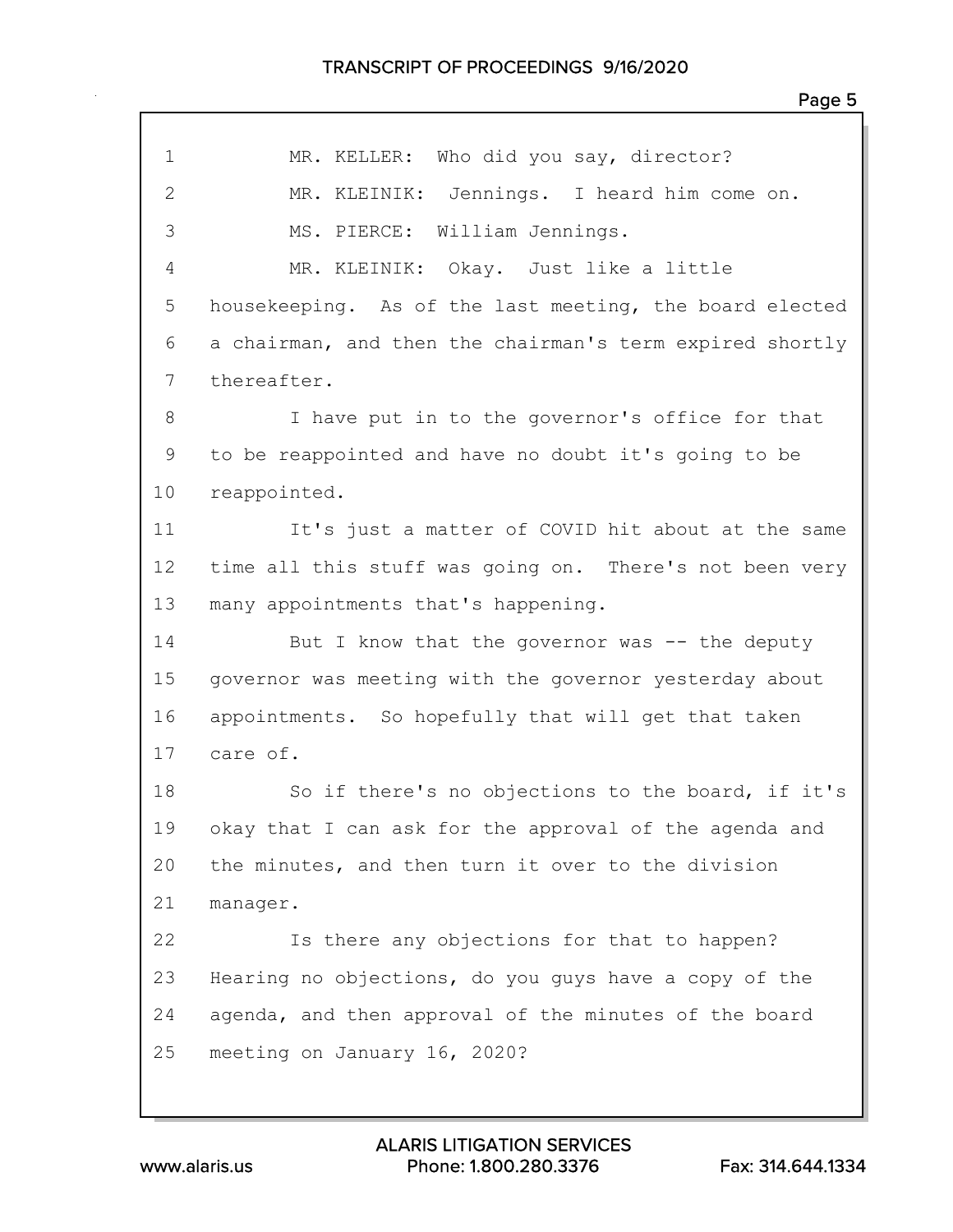1 MR. KELLER: Who did you say, director?
2 MR. KLEINIK: Jennings. I heard him come on.
3 MS. PIERCE: William Jennings.
4 MR. KLEINIK: Okay. Just like a little
5 housekeeping. As of the last meeting, the board elected
6 a chairman, and then the chairman's term expired shortly
7 thereafter.
8 I have put in to the governor's office for that
9 to be reappointed and have no doubt it's going to be
10 reappointed.
11 It's just a matter of COVID hit about at the same
12 time all this stuff was going on. There's not been very
13 many appointments that's happening.
14 But I know that the governor was -- the deputy
15 governor was meeting with the governor yesterday about
16 appointments. So hopefully that will get that taken
17 care of.
18 So if there's no objections to the board, if it's
19 okay that I can ask for the approval of the agenda and
20 the minutes, and then turn it over to the division
21 manager.
22 Is there any objections for that to happen?
23 Hearing no objections, do you guys have a copy of the
24 agenda, and then approval of the minutes of the board
25 meeting on January 16, 2020?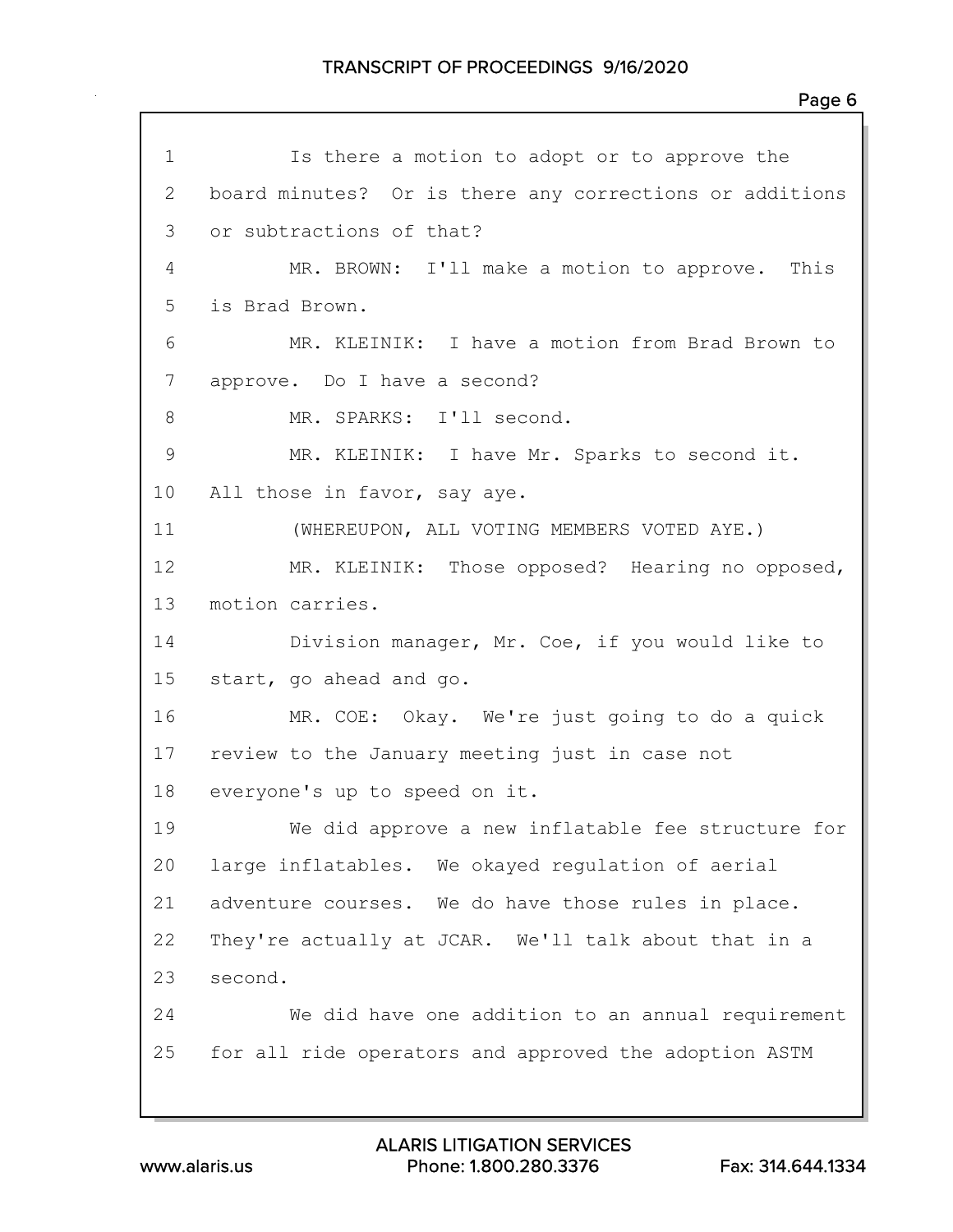1 Is there a motion to adopt or to approve the
2 board minutes? Or is there any corrections or additions
3 or subtractions of that?
4 MR. BROWN: I'll make a motion to approve. This
5 is Brad Brown.
6 MR. KLEINIK: I have a motion from Brad Brown to
7 approve. Do I have a second?
8 MR. SPARKS: I'll second.
9 MR. KLEINIK: I have Mr. Sparks to second it.
10 All those in favor, say aye.
11 (WHEREUPON, ALL VOTING MEMBERS VOTED AYE.)
12 MR. KLEINIK: Those opposed? Hearing no opposed,
13 motion carries.
14 Division manager, Mr. Coe, if you would like to
15 start, go ahead and go.
16 MR. COE: Okay. We're just going to do a quick
17 review to the January meeting just in case not
18 everyone's up to speed on it.
19 We did approve a new inflatable fee structure for
20 large inflatables. We okayed regulation of aerial
21 adventure courses. We do have those rules in place.
22 They're actually at JCAR. We'll talk about that in a
23 second.
24 We did have one addition to an annual requirement
25 for all ride operators and approved the adoption ASTM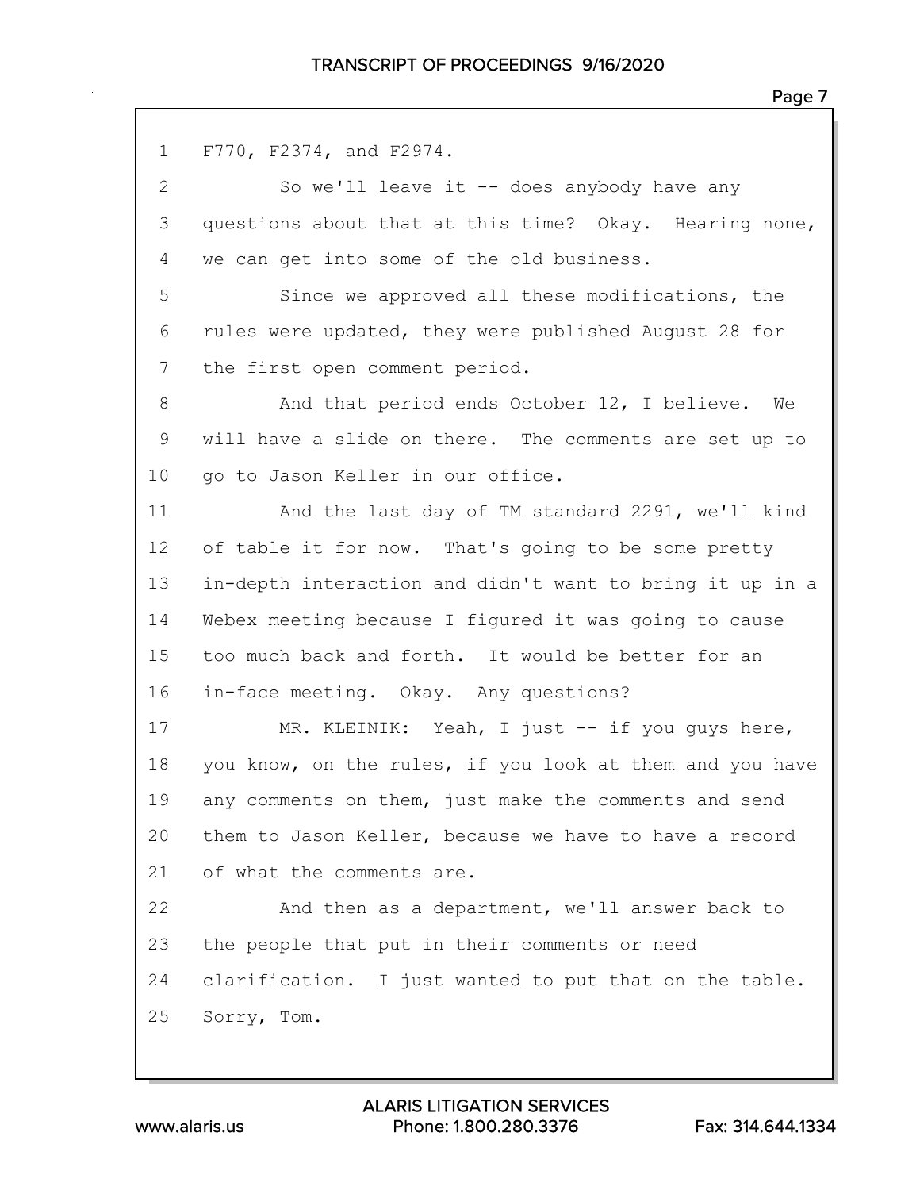1 F770, F2374, and F2974.

2 So we'll leave it -- does anybody have any

3 questions about that at this time? Okay. Hearing none,

4 we can get into some of the old business.

5 Since we approved all these modifications, the

6 rules were updated, they were published August 28 for

7 the first open comment period.

8 And that period ends October 12, I believe. We

9 will have a slide on there. The comments are set up to

10 go to Jason Keller in our office.

11 And the last day of TM standard 2291, we'll kind

12 of table it for now. That's going to be some pretty

13 in-depth interaction and didn't want to bring it up in a

14 Webex meeting because I figured it was going to cause

15 too much back and forth. It would be better for an

16 in-face meeting. Okay. Any questions?

17 MR. KLEINIK: Yeah, I just -- if you guys here,

18 you know, on the rules, if you look at them and you have

19 any comments on them, just make the comments and send

20 them to Jason Keller, because we have to have a record

21 of what the comments are.

22 And then as a department, we'll answer back to

23 the people that put in their comments or need

24 clarification. I just wanted to put that on the table.

25 Sorry, Tom.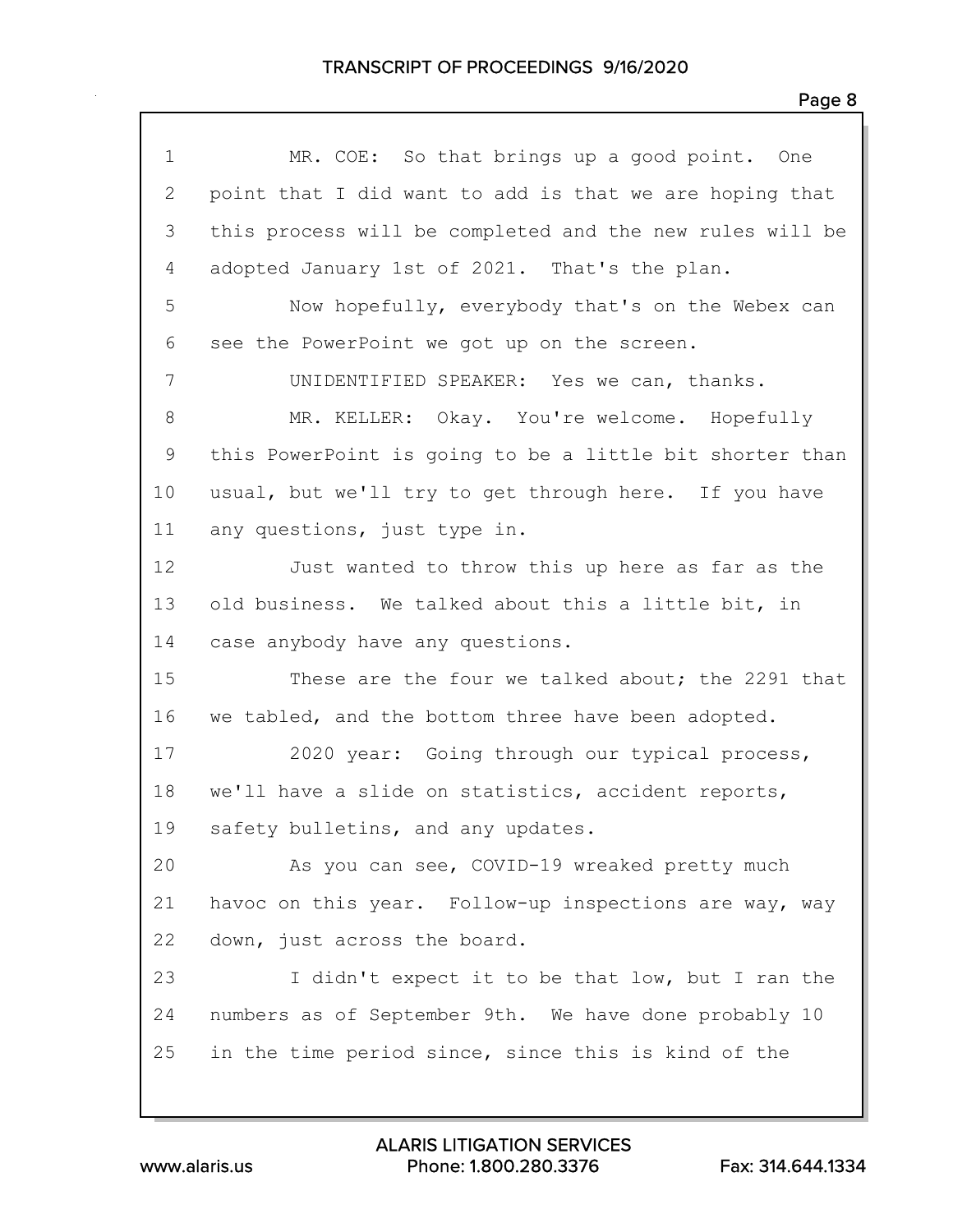MR. COE: So that brings up a good point. One point that I did want to add is that we are hoping that this process will be completed and the new rules will be adopted January 1st of 2021. That's the plan.

Now hopefully, everybody that's on the Webex can see the PowerPoint we got up on the screen.

UNIDENTIFIED SPEAKER: Yes we can, thanks.

MR. KELLER: Okay. You're welcome. Hopefully this PowerPoint is going to be a little bit shorter than usual, but we'll try to get through here. If you have any questions, just type in.

Just wanted to throw this up here as far as the old business. We talked about this a little bit, in case anybody have any questions.

These are the four we talked about; the 2291 that we tabled, and the bottom three have been adopted.

2020 year: Going through our typical process, we'll have a slide on statistics, accident reports, safety bulletins, and any updates.

As you can see, COVID-19 wreaked pretty much havoc on this year. Follow-up inspections are way, way down, just across the board.

I didn't expect it to be that low, but I ran the numbers as of September 9th. We have done probably 10 in the time period since, since this is kind of the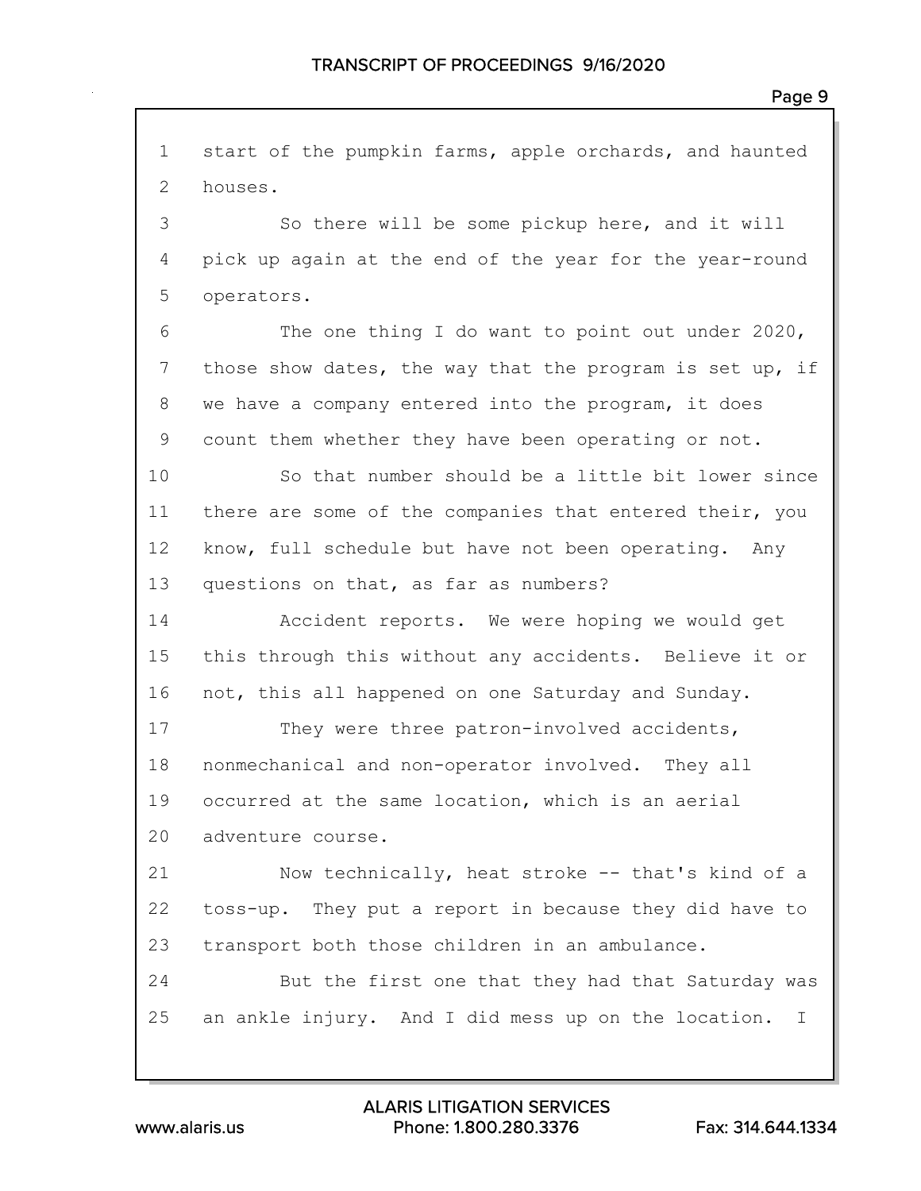1 start of the pumpkin farms, apple orchards, and haunted
2 houses.
3 So there will be some pickup here, and it will
4 pick up again at the end of the year for the year-round
5 operators.
6 The one thing I do want to point out under 2020,
7 those show dates, the way that the program is set up, if
8 we have a company entered into the program, it does
9 count them whether they have been operating or not.
10 So that number should be a little bit lower since
11 there are some of the companies that entered their, you
12 know, full schedule but have not been operating. Any
13 questions on that, as far as numbers?
14 Accident reports. We were hoping we would get
15 this through this without any accidents. Believe it or
16 not, this all happened on one Saturday and Sunday.
17 They were three patron-involved accidents,
18 nonmechanical and non-operator involved. They all
19 occurred at the same location, which is an aerial
20 adventure course.
21 Now technically, heat stroke -- that's kind of a
22 toss-up. They put a report in because they did have to
23 transport both those children in an ambulance.
24 But the first one that they had that Saturday was
25 an ankle injury. And I did mess up on the location. I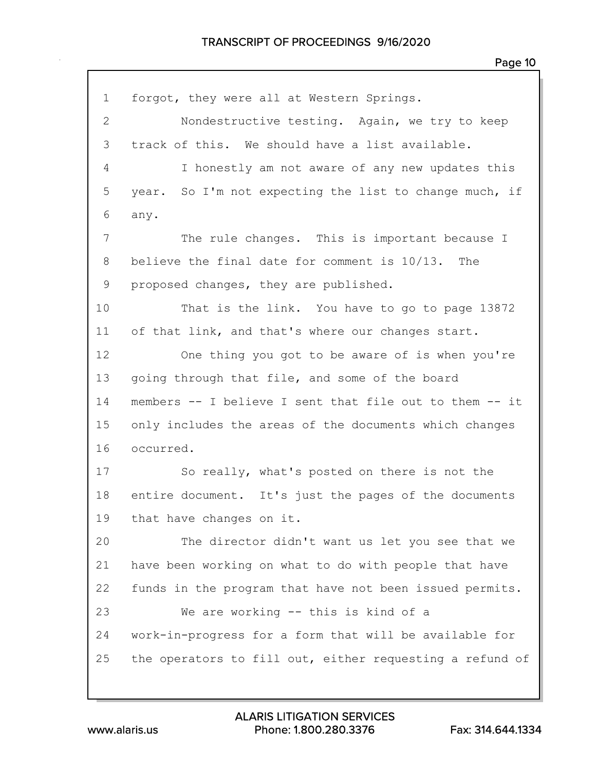1 forgot, they were all at Western Springs.

2 Nondestructive testing. Again, we try to keep

3 track of this. We should have a list available.

4 I honestly am not aware of any new updates this

5 year. So I'm not expecting the list to change much, if

6 any.

7 The rule changes. This is important because I

8 believe the final date for comment is 10/13. The

9 proposed changes, they are published.

10 That is the link. You have to go to page 13872

11 of that link, and that's where our changes start.

12 One thing you got to be aware of is when you're

13 going through that file, and some of the board

14 members -- I believe I sent that file out to them -- it

15 only includes the areas of the documents which changes

16 occurred.

17 So really, what's posted on there is not the

18 entire document. It's just the pages of the documents

19 that have changes on it.

20 The director didn't want us let you see that we

21 have been working on what to do with people that have

22 funds in the program that have not been issued permits.

23 We are working -- this is kind of a

24 work-in-progress for a form that will be available for

25 the operators to fill out, either requesting a refund of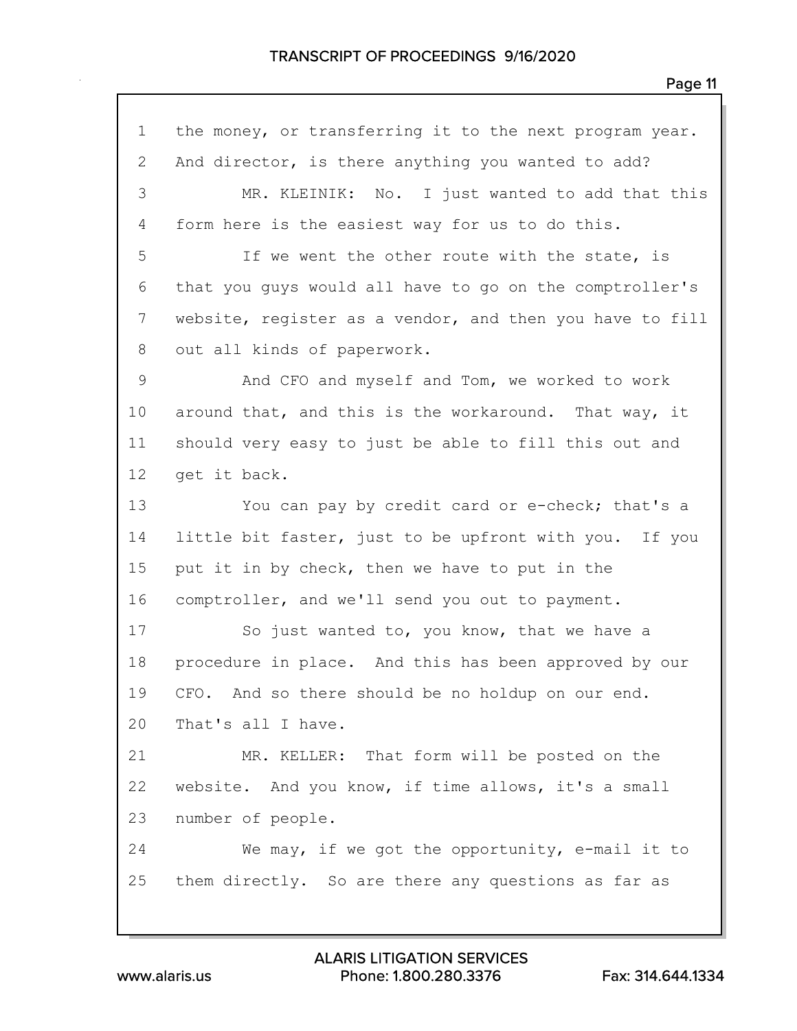1 the money, or transferring it to the next program year.
2 And director, is there anything you wanted to add?
3 MR. KLEINIK: No. I just wanted to add that this
4 form here is the easiest way for us to do this.
5 If we went the other route with the state, is
6 that you guys would all have to go on the comptroller's
7 website, register as a vendor, and then you have to fill
8 out all kinds of paperwork.
9 And CFO and myself and Tom, we worked to work
10 around that, and this is the workaround. That way, it
11 should very easy to just be able to fill this out and
12 get it back.
13 You can pay by credit card or e-check; that's a
14 little bit faster, just to be upfront with you. If you
15 put it in by check, then we have to put in the
16 comptroller, and we'll send you out to payment.
17 So just wanted to, you know, that we have a
18 procedure in place. And this has been approved by our
19 CFO. And so there should be no holdup on our end.
20 That's all I have.
21 MR. KELLER: That form will be posted on the
22 website. And you know, if time allows, it's a small
23 number of people.
24 We may, if we got the opportunity, e-mail it to
25 them directly. So are there any questions as far as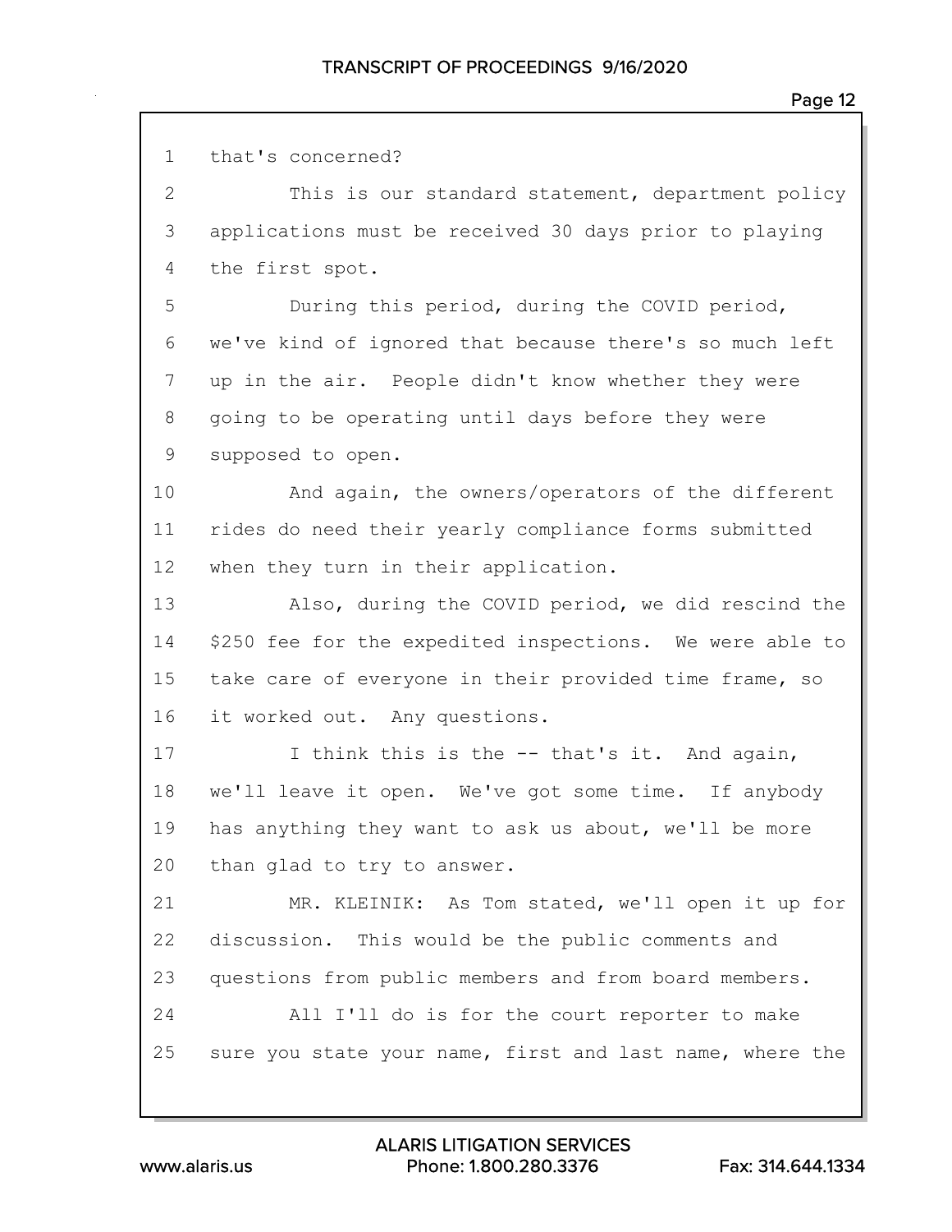1 that's concerned?

2 This is our standard statement, department policy

3 applications must be received 30 days prior to playing

4 the first spot.

5 During this period, during the COVID period,

6 we've kind of ignored that because there's so much left

7 up in the air. People didn't know whether they were

8 going to be operating until days before they were

9 supposed to open.

10 And again, the owners/operators of the different

11 rides do need their yearly compliance forms submitted

12 when they turn in their application.

13 Also, during the COVID period, we did rescind the

14 $250 fee for the expedited inspections. We were able to

15 take care of everyone in their provided time frame, so

16 it worked out. Any questions.

17 I think this is the -- that's it. And again,

18 we'll leave it open. We've got some time. If anybody

19 has anything they want to ask us about, we'll be more

20 than glad to try to answer.

21 MR. KLEINIK: As Tom stated, we'll open it up for

22 discussion. This would be the public comments and

23 questions from public members and from board members.

24 All I'll do is for the court reporter to make

25 sure you state your name, first and last name, where the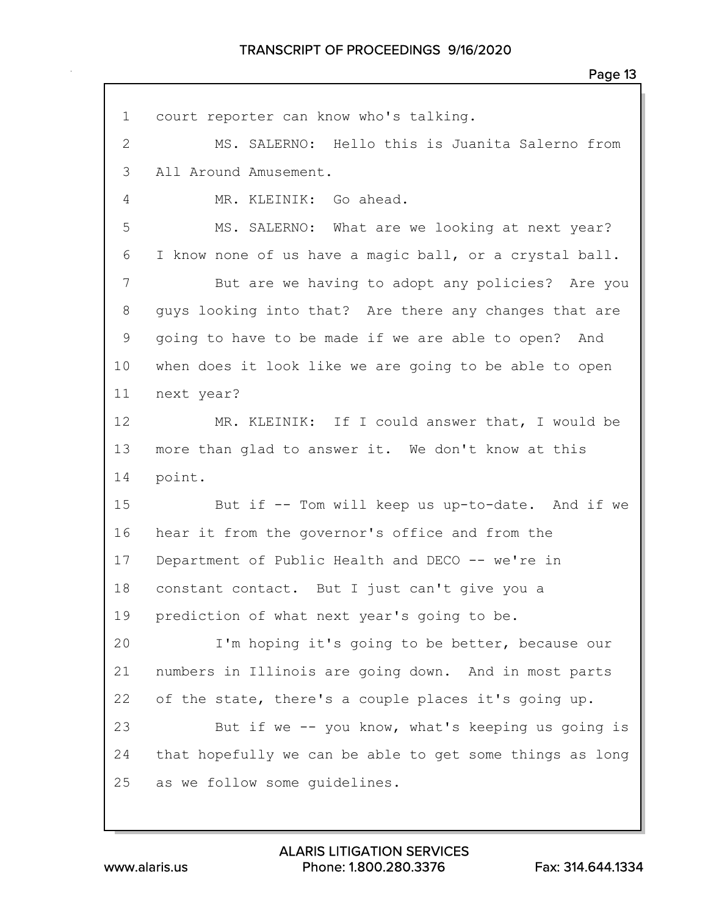court reporter can know who's talking.

MS. SALERNO: Hello this is Juanita Salerno from All Around Amusement.

MR. KLEINIK: Go ahead.

MS. SALERNO: What are we looking at next year? I know none of us have a magic ball, or a crystal ball.

But are we having to adopt any policies? Are you guys looking into that? Are there any changes that are going to have to be made if we are able to open? And when does it look like we are going to be able to open next year?

MR. KLEINIK: If I could answer that, I would be more than glad to answer it. We don't know at this point.

But if -- Tom will keep us up-to-date. And if we hear it from the governor's office and from the Department of Public Health and DECO -- we're in constant contact. But I just can't give you a prediction of what next year's going to be.

I'm hoping it's going to be better, because our numbers in Illinois are going down. And in most parts of the state, there's a couple places it's going up.

But if we -- you know, what's keeping us going is that hopefully we can be able to get some things as long as we follow some guidelines.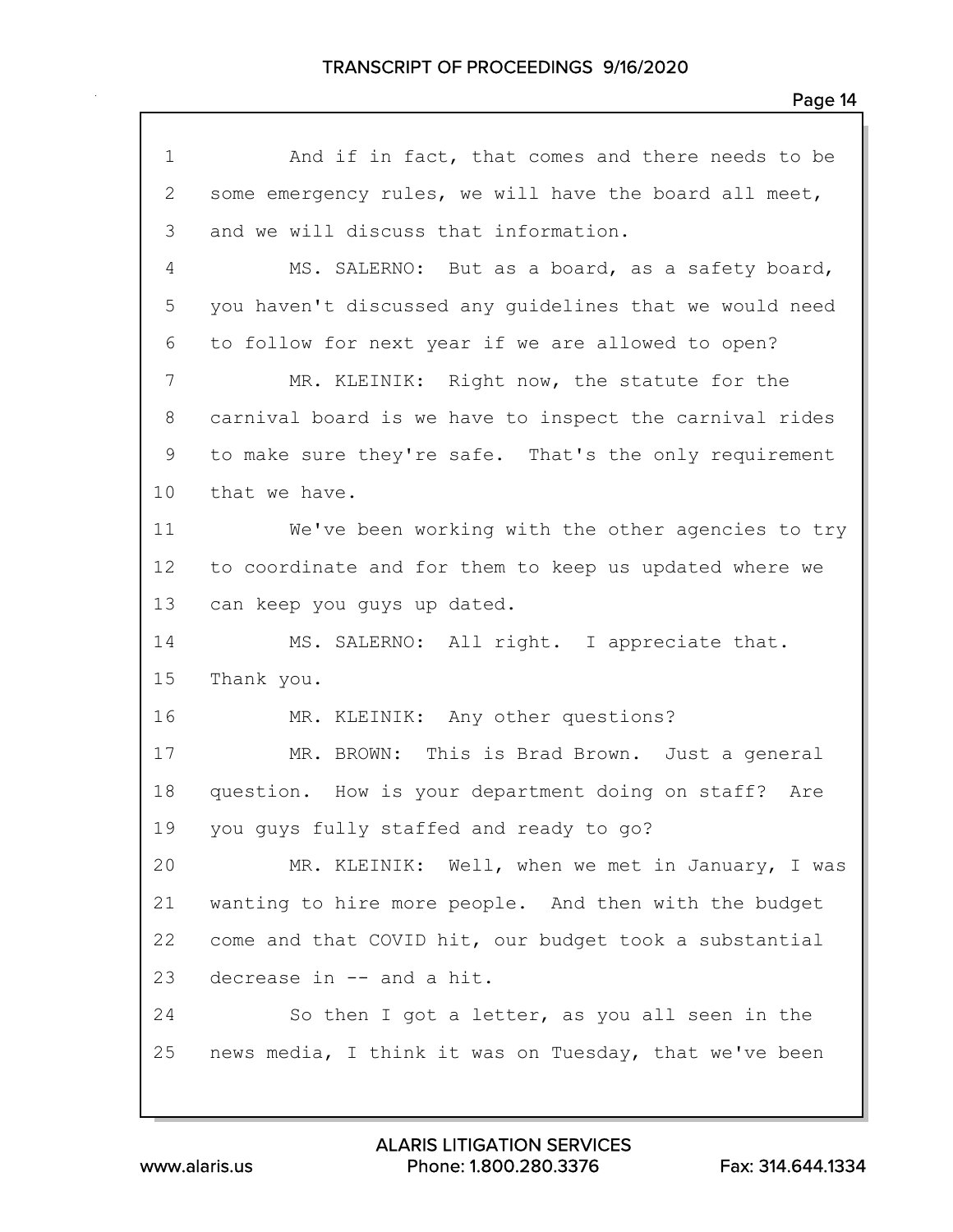1 And if in fact, that comes and there needs to be
2 some emergency rules, we will have the board all meet,
3 and we will discuss that information.
4 MS. SALERNO: But as a board, as a safety board,
5 you haven't discussed any guidelines that we would need
6 to follow for next year if we are allowed to open?
7 MR. KLEINIK: Right now, the statute for the
8 carnival board is we have to inspect the carnival rides
9 to make sure they're safe. That's the only requirement
10 that we have.
11 We've been working with the other agencies to try
12 to coordinate and for them to keep us updated where we
13 can keep you guys up dated.
14 MS. SALERNO: All right. I appreciate that.
15 Thank you.
16 MR. KLEINIK: Any other questions?
17 MR. BROWN: This is Brad Brown. Just a general
18 question. How is your department doing on staff? Are
19 you guys fully staffed and ready to go?
20 MR. KLEINIK: Well, when we met in January, I was
21 wanting to hire more people. And then with the budget
22 come and that COVID hit, our budget took a substantial
23 decrease in -- and a hit.
24 So then I got a letter, as you all seen in the
25 news media, I think it was on Tuesday, that we've been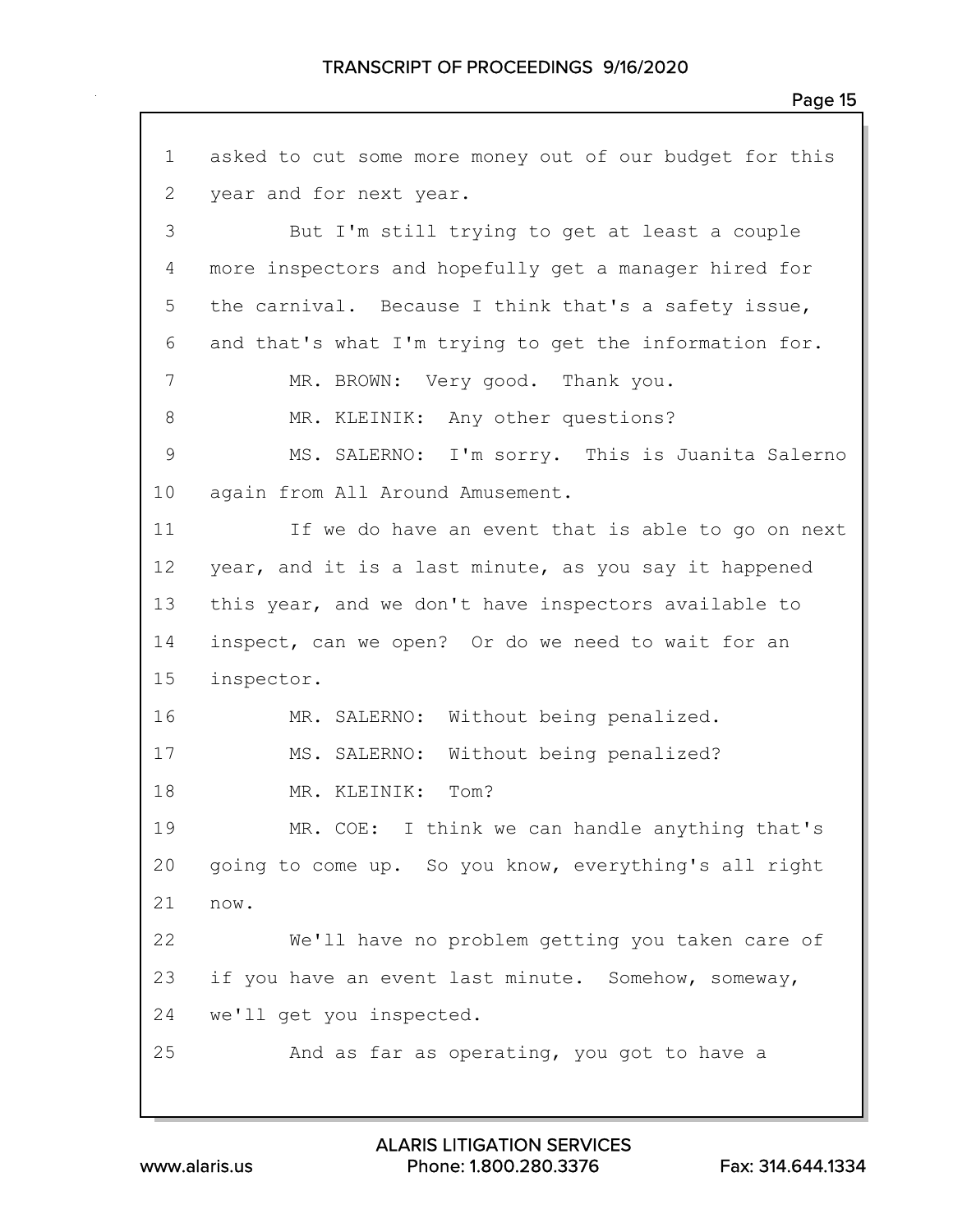1 asked to cut some more money out of our budget for this
2 year and for next year.
3 But I'm still trying to get at least a couple
4 more inspectors and hopefully get a manager hired for
5 the carnival. Because I think that's a safety issue,
6 and that's what I'm trying to get the information for.
7 MR. BROWN: Very good. Thank you.
8 MR. KLEINIK: Any other questions?
9 MS. SALERNO: I'm sorry. This is Juanita Salerno
10 again from All Around Amusement.
11 If we do have an event that is able to go on next
12 year, and it is a last minute, as you say it happened
13 this year, and we don't have inspectors available to
14 inspect, can we open? Or do we need to wait for an
15 inspector.
16 MR. SALERNO: Without being penalized.
17 MS. SALERNO: Without being penalized?
18 MR. KLEINIK: Tom?
19 MR. COE: I think we can handle anything that's
20 going to come up. So you know, everything's all right
21 now.
22 We'll have no problem getting you taken care of
23 if you have an event last minute. Somehow, someway,
24 we'll get you inspected.
25 And as far as operating, you got to have a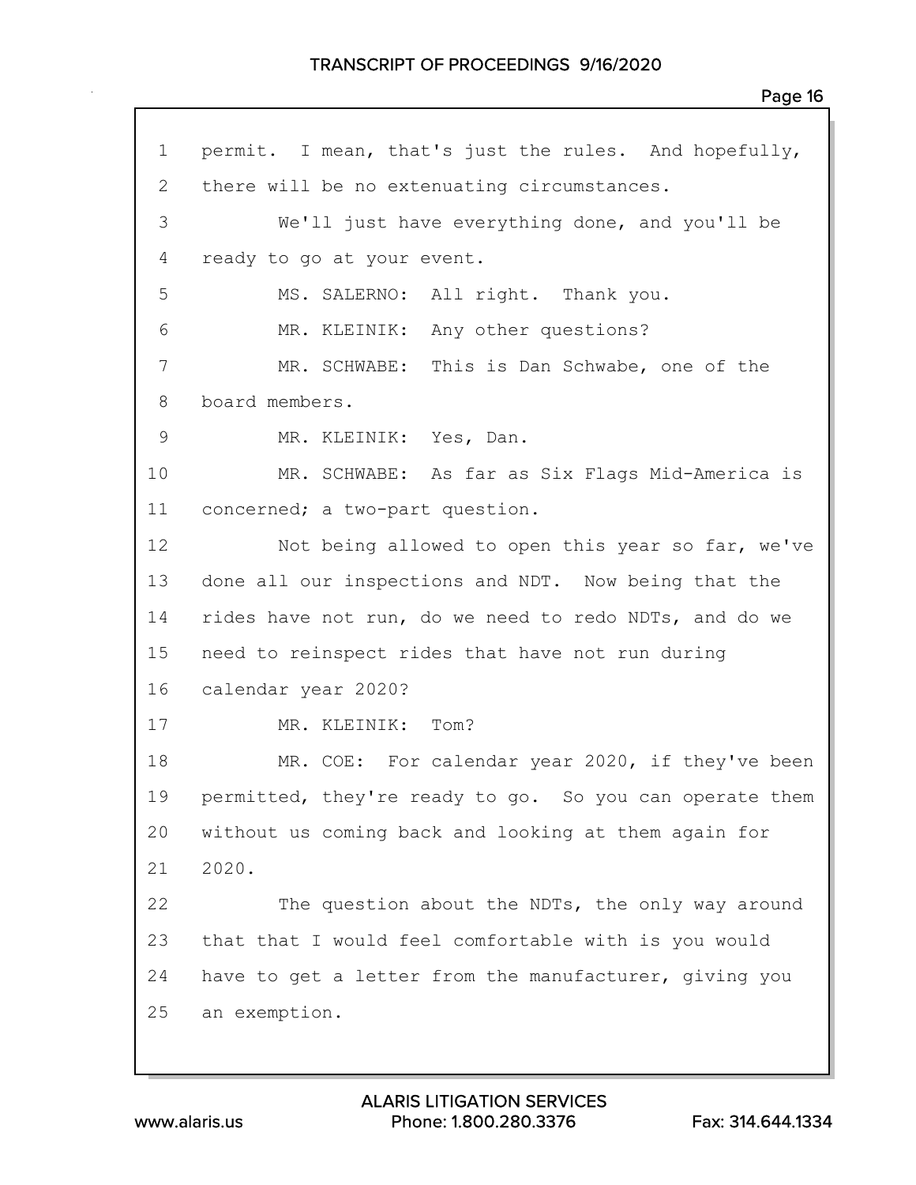1 permit. I mean, that's just the rules. And hopefully,
2 there will be no extenuating circumstances.
3 We'll just have everything done, and you'll be
4 ready to go at your event.
5 MS. SALERNO: All right. Thank you.
6 MR. KLEINIK: Any other questions?
7 MR. SCHWABE: This is Dan Schwabe, one of the
8 board members.
9 MR. KLEINIK: Yes, Dan.
10 MR. SCHWABE: As far as Six Flags Mid-America is
11 concerned; a two-part question.
12 Not being allowed to open this year so far, we've
13 done all our inspections and NDT. Now being that the
14 rides have not run, do we need to redo NDTs, and do we
15 need to reinspect rides that have not run during
16 calendar year 2020?
17 MR. KLEINIK: Tom?
18 MR. COE: For calendar year 2020, if they've been
19 permitted, they're ready to go. So you can operate them
20 without us coming back and looking at them again for
21 2020.
22 The question about the NDTs, the only way around
23 that that I would feel comfortable with is you would
24 have to get a letter from the manufacturer, giving you
25 an exemption.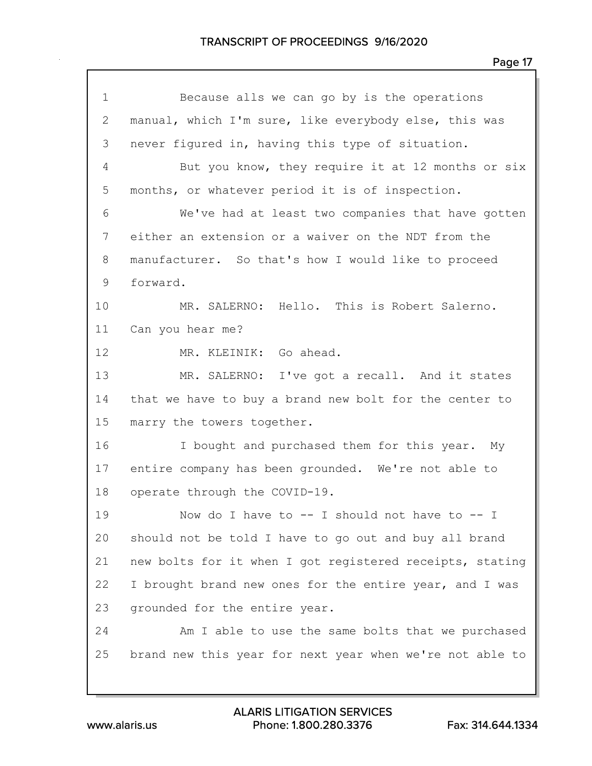1 Because alls we can go by is the operations
2 manual, which I'm sure, like everybody else, this was
3 never figured in, having this type of situation.
4 But you know, they require it at 12 months or six
5 months, or whatever period it is of inspection.
6 We've had at least two companies that have gotten
7 either an extension or a waiver on the NDT from the
8 manufacturer. So that's how I would like to proceed
9 forward.
10 MR. SALERNO: Hello. This is Robert Salerno.
11 Can you hear me?
12 MR. KLEINIK: Go ahead.
13 MR. SALERNO: I've got a recall. And it states
14 that we have to buy a brand new bolt for the center to
15 marry the towers together.
16 I bought and purchased them for this year. My
17 entire company has been grounded. We're not able to
18 operate through the COVID-19.
19 Now do I have to -- I should not have to -- I
20 should not be told I have to go out and buy all brand
21 new bolts for it when I got registered receipts, stating
22 I brought brand new ones for the entire year, and I was
23 grounded for the entire year.
24 Am I able to use the same bolts that we purchased
25 brand new this year for next year when we're not able to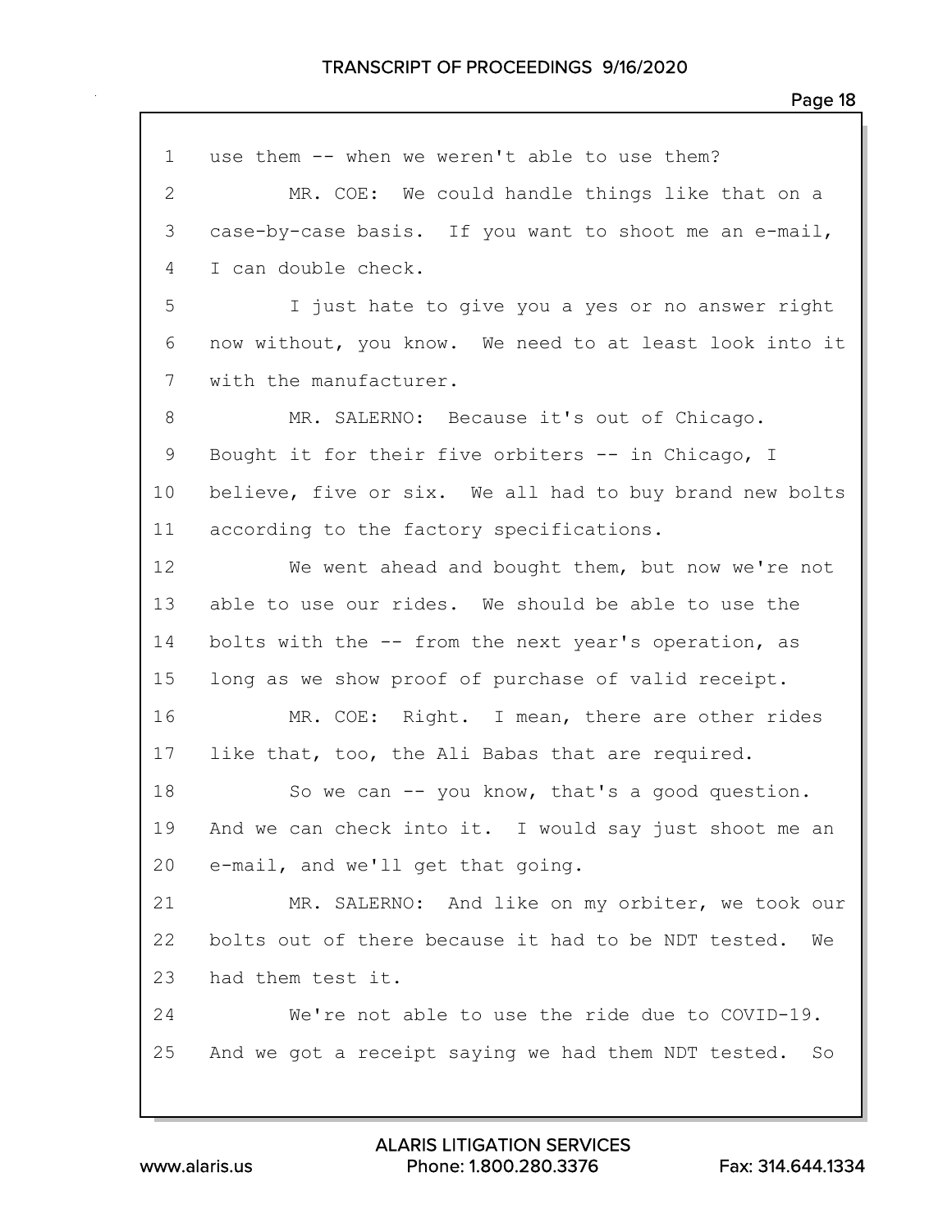1 use them -- when we weren't able to use them?

2 MR. COE: We could handle things like that on a

3 case-by-case basis. If you want to shoot me an e-mail,

4 I can double check.

5 I just hate to give you a yes or no answer right

6 now without, you know. We need to at least look into it

7 with the manufacturer.

8 MR. SALERNO: Because it's out of Chicago.

9 Bought it for their five orbiters -- in Chicago, I

10 believe, five or six. We all had to buy brand new bolts

11 according to the factory specifications.

12 We went ahead and bought them, but now we're not

13 able to use our rides. We should be able to use the

14 bolts with the -- from the next year's operation, as

15 long as we show proof of purchase of valid receipt.

16 MR. COE: Right. I mean, there are other rides

17 like that, too, the Ali Babas that are required.

18 So we can -- you know, that's a good question.

19 And we can check into it. I would say just shoot me an

20 e-mail, and we'll get that going.

21 MR. SALERNO: And like on my orbiter, we took our

22 bolts out of there because it had to be NDT tested. We

23 had them test it.

24 We're not able to use the ride due to COVID-19.

25 And we got a receipt saying we had them NDT tested. So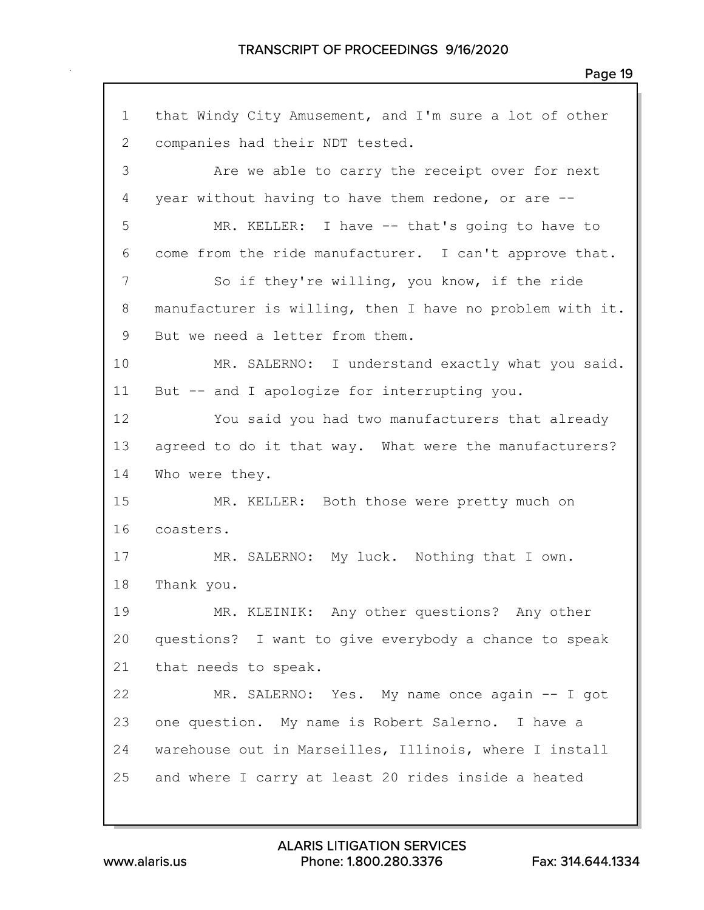1 that Windy City Amusement, and I'm sure a lot of other
2 companies had their NDT tested.
3 Are we able to carry the receipt over for next
4 year without having to have them redone, or are --
5 MR. KELLER: I have -- that's going to have to
6 come from the ride manufacturer. I can't approve that.
7 So if they're willing, you know, if the ride
8 manufacturer is willing, then I have no problem with it.
9 But we need a letter from them.
10 MR. SALERNO: I understand exactly what you said.
11 But -- and I apologize for interrupting you.
12 You said you had two manufacturers that already
13 agreed to do it that way. What were the manufacturers?
14 Who were they.
15 MR. KELLER: Both those were pretty much on
16 coasters.
17 MR. SALERNO: My luck. Nothing that I own.
18 Thank you.
19 MR. KLEINIK: Any other questions? Any other
20 questions? I want to give everybody a chance to speak
21 that needs to speak.
22 MR. SALERNO: Yes. My name once again -- I got
23 one question. My name is Robert Salerno. I have a
24 warehouse out in Marseilles, Illinois, where I install
25 and where I carry at least 20 rides inside a heated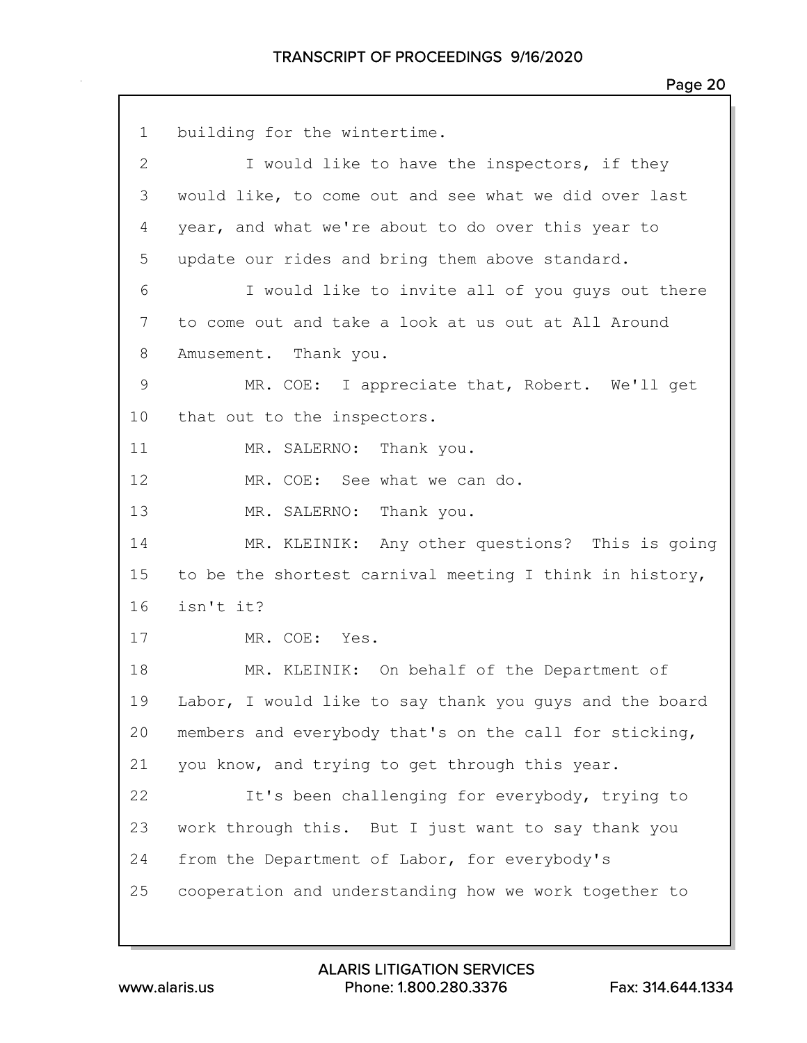building for the wintertime.

I would like to have the inspectors, if they would like, to come out and see what we did over last year, and what we're about to do over this year to update our rides and bring them above standard.

I would like to invite all of you guys out there to come out and take a look at us out at All Around Amusement. Thank you.

MR. COE: I appreciate that, Robert. We'll get that out to the inspectors.

MR. SALERNO: Thank you.

MR. COE: See what we can do.

MR. SALERNO: Thank you.

MR. KLEINIK: Any other questions? This is going to be the shortest carnival meeting I think in history, isn't it?

MR. COE: Yes.

MR. KLEINIK: On behalf of the Department of Labor, I would like to say thank you guys and the board members and everybody that's on the call for sticking, you know, and trying to get through this year.

It's been challenging for everybody, trying to work through this. But I just want to say thank you from the Department of Labor, for everybody's cooperation and understanding how we work together to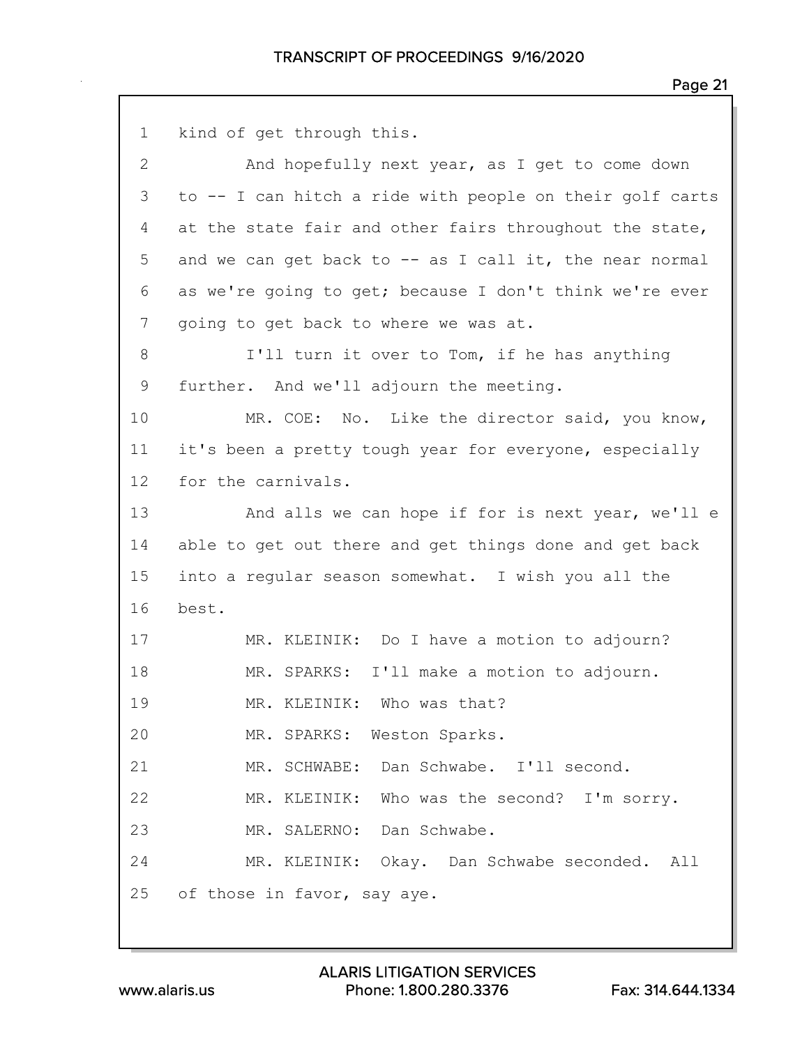1 kind of get through this.

2 And hopefully next year, as I get to come down

3 to -- I can hitch a ride with people on their golf carts

4 at the state fair and other fairs throughout the state,

5 and we can get back to -- as I call it, the near normal

6 as we're going to get; because I don't think we're ever

7 going to get back to where we was at.

8 I'll turn it over to Tom, if he has anything

9 further. And we'll adjourn the meeting.

10 MR. COE: No. Like the director said, you know,

11 it's been a pretty tough year for everyone, especially

12 for the carnivals.

13 And alls we can hope if for is next year, we'll e

14 able to get out there and get things done and get back

15 into a regular season somewhat. I wish you all the

16 best.

17 MR. KLEINIK: Do I have a motion to adjourn?

18 MR. SPARKS: I'll make a motion to adjourn.

19 MR. KLEINIK: Who was that?

20 MR. SPARKS: Weston Sparks.

21 MR. SCHWABE: Dan Schwabe. I'll second.

22 MR. KLEINIK: Who was the second? I'm sorry.

23 MR. SALERNO: Dan Schwabe.

24 MR. KLEINIK: Okay. Dan Schwabe seconded. All

25 of those in favor, say aye.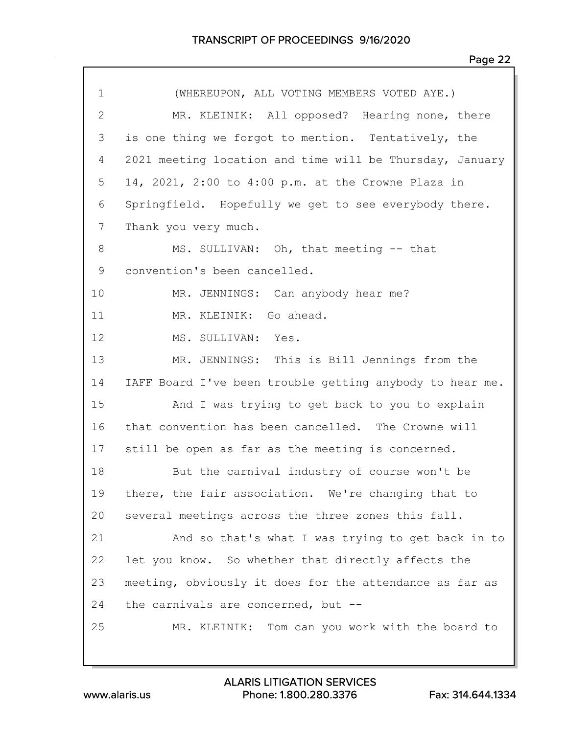1 (WHEREUPON, ALL VOTING MEMBERS VOTED AYE.)

2 MR. KLEINIK: All opposed? Hearing none, there

3 is one thing we forgot to mention. Tentatively, the

4 2021 meeting location and time will be Thursday, January

5 14, 2021, 2:00 to 4:00 p.m. at the Crowne Plaza in

6 Springfield. Hopefully we get to see everybody there.

7 Thank you very much.

8 MS. SULLIVAN: Oh, that meeting -- that

9 convention's been cancelled.

10 MR. JENNINGS: Can anybody hear me?

11 MR. KLEINIK: Go ahead.

12 MS. SULLIVAN: Yes.

13 MR. JENNINGS: This is Bill Jennings from the

14 IAFF Board I've been trouble getting anybody to hear me.

15 And I was trying to get back to you to explain

16 that convention has been cancelled. The Crowne will

17 still be open as far as the meeting is concerned.

18 But the carnival industry of course won't be

19 there, the fair association. We're changing that to

20 several meetings across the three zones this fall.

21 And so that's what I was trying to get back in to

22 let you know. So whether that directly affects the

23 meeting, obviously it does for the attendance as far as

24 the carnivals are concerned, but --

25 MR. KLEINIK: Tom can you work with the board to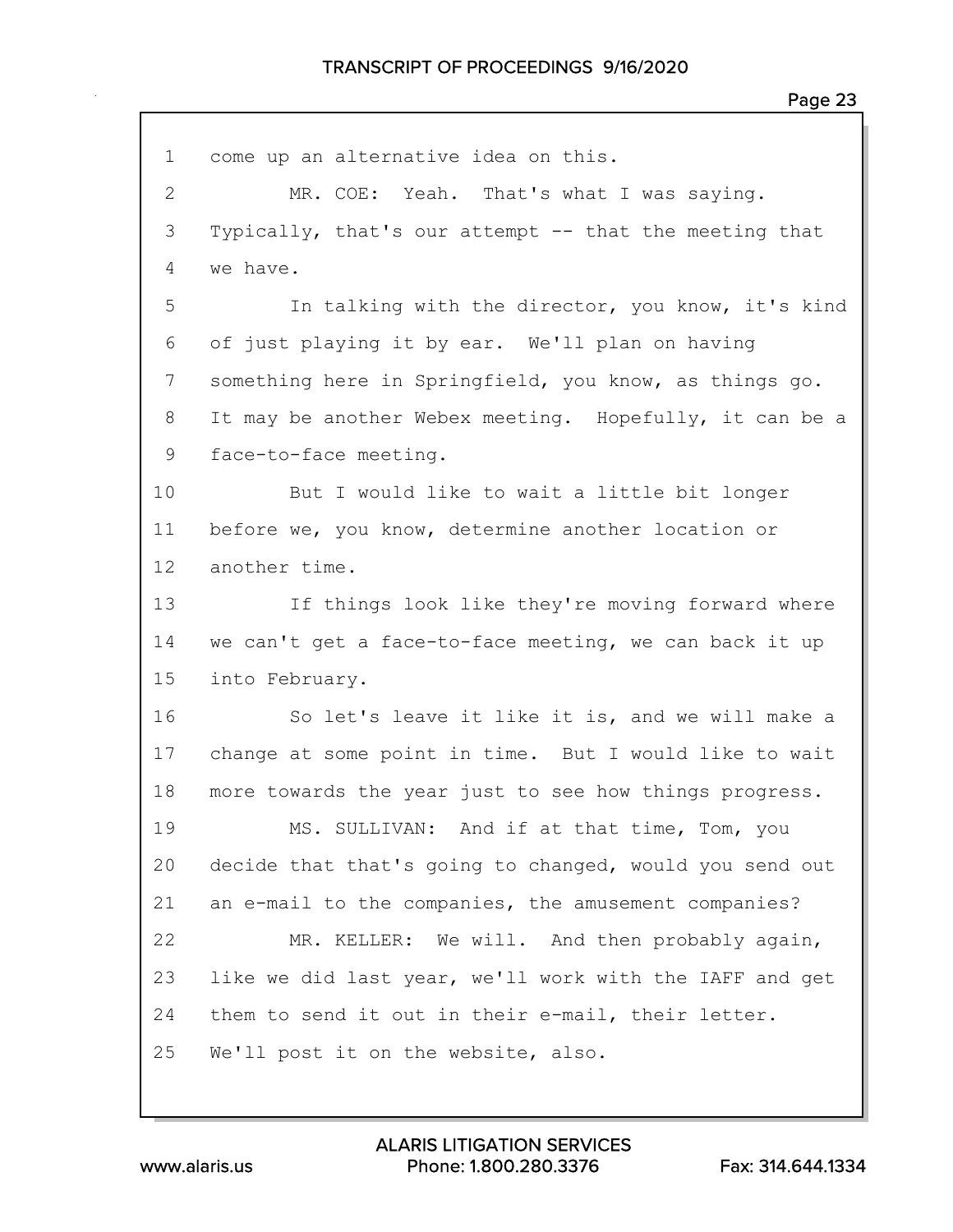1 come up an alternative idea on this.

2 MR. COE: Yeah. That's what I was saying.

3 Typically, that's our attempt -- that the meeting that

4 we have.

5 In talking with the director, you know, it's kind

6 of just playing it by ear. We'll plan on having

7 something here in Springfield, you know, as things go.

8 It may be another Webex meeting. Hopefully, it can be a

9 face-to-face meeting.

10 But I would like to wait a little bit longer

11 before we, you know, determine another location or

12 another time.

13 If things look like they're moving forward where

14 we can't get a face-to-face meeting, we can back it up

15 into February.

16 So let's leave it like it is, and we will make a

17 change at some point in time. But I would like to wait

18 more towards the year just to see how things progress.

19 MS. SULLIVAN: And if at that time, Tom, you

20 decide that that's going to changed, would you send out

21 an e-mail to the companies, the amusement companies?

22 MR. KELLER: We will. And then probably again,

23 like we did last year, we'll work with the IAFF and get

24 them to send it out in their e-mail, their letter.

25 We'll post it on the website, also.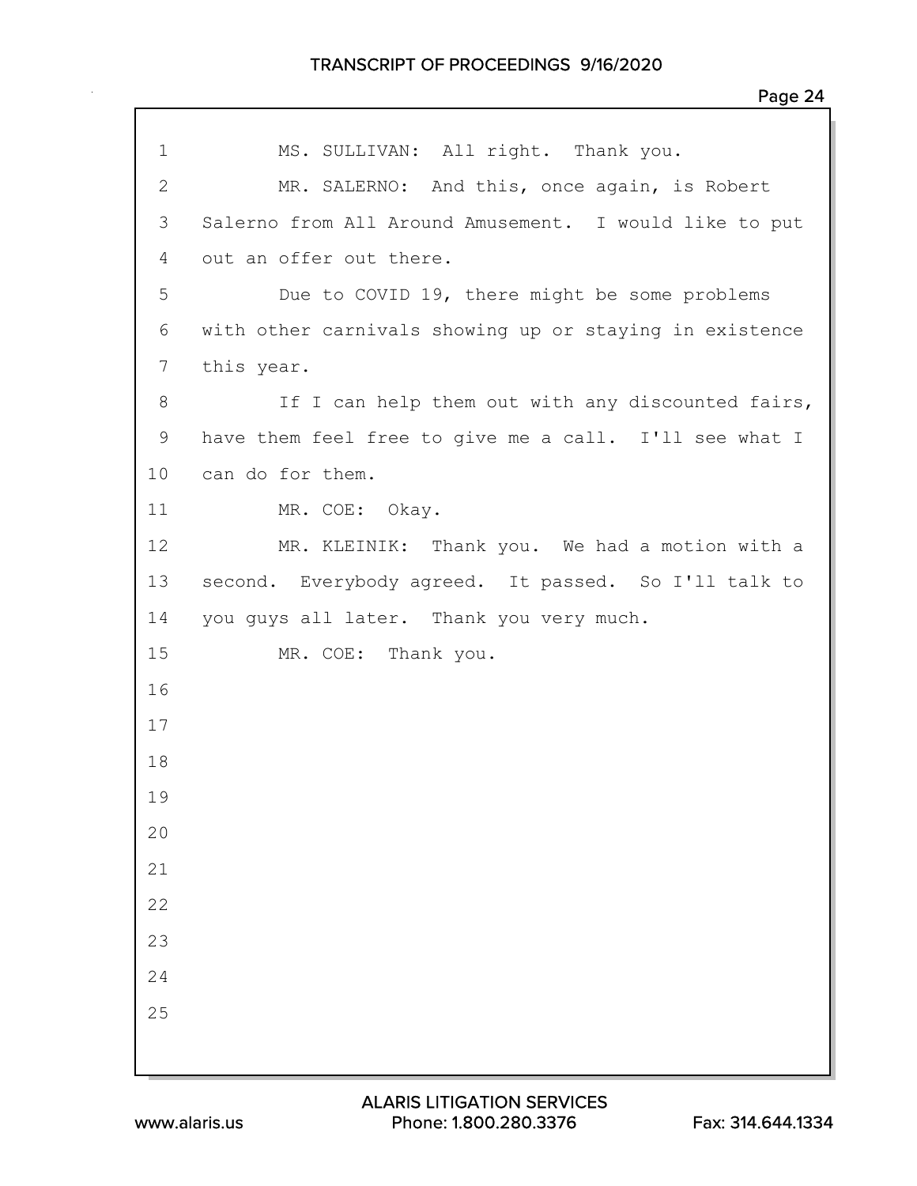MS. SULLIVAN: All right. Thank you.

MR. SALERNO: And this, once again, is Robert Salerno from All Around Amusement. I would like to put out an offer out there.

Due to COVID 19, there might be some problems with other carnivals showing up or staying in existence this year.

If I can help them out with any discounted fairs, have them feel free to give me a call. I'll see what I can do for them.

MR. COE: Okay.

MR. KLEINIK: Thank you. We had a motion with a second. Everybody agreed. It passed. So I'll talk to you guys all later. Thank you very much.

MR. COE: Thank you.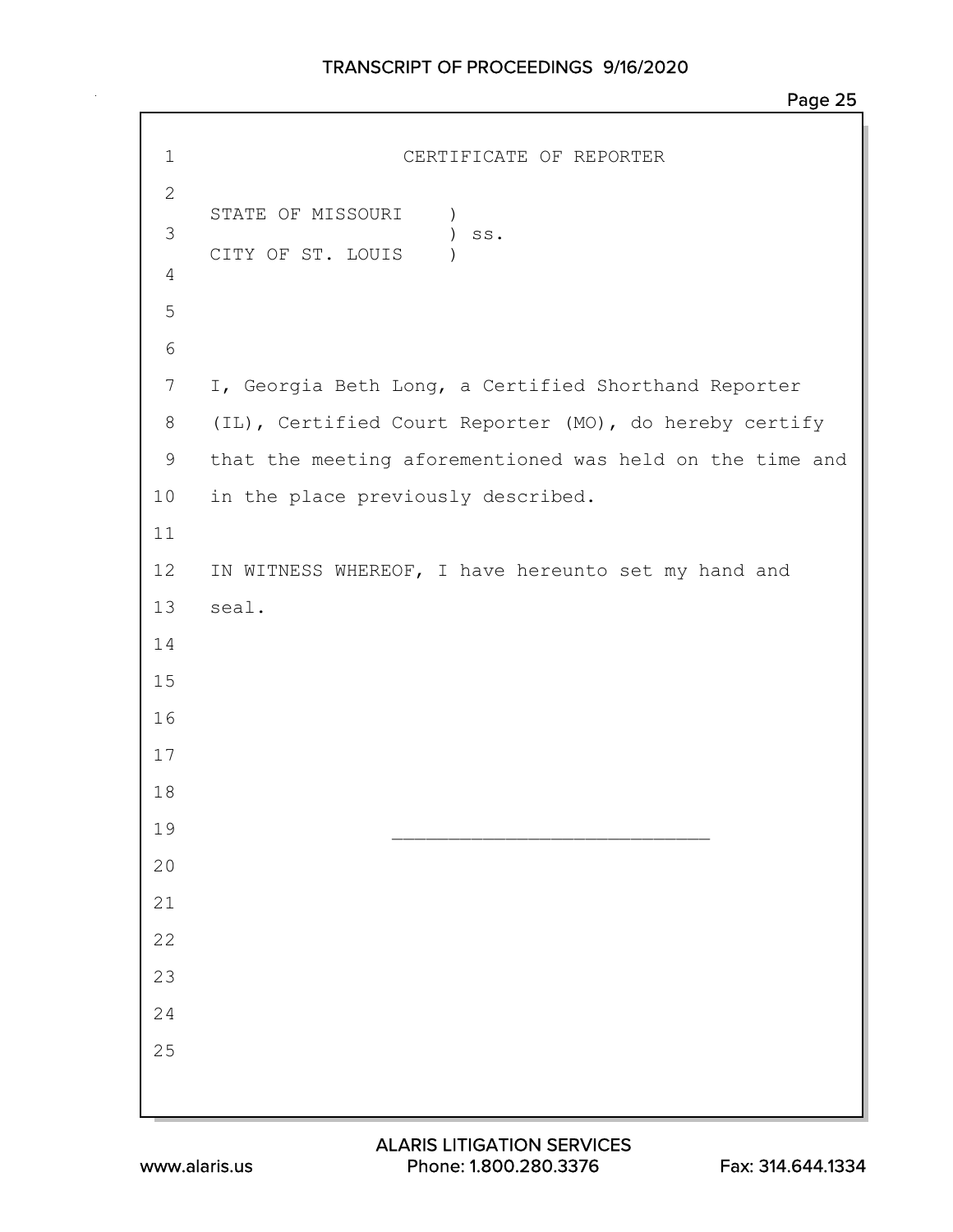CERTIFICATE OF REPORTER

STATE OF MISSOURI )
) ss.
CITY OF ST. LOUIS )

I, Georgia Beth Long, a Certified Shorthand Reporter (IL), Certified Court Reporter (MO), do hereby certify that the meeting aforementioned was held on the time and in the place previously described.

IN WITNESS WHEREOF, I have hereunto set my hand and seal.

___________________________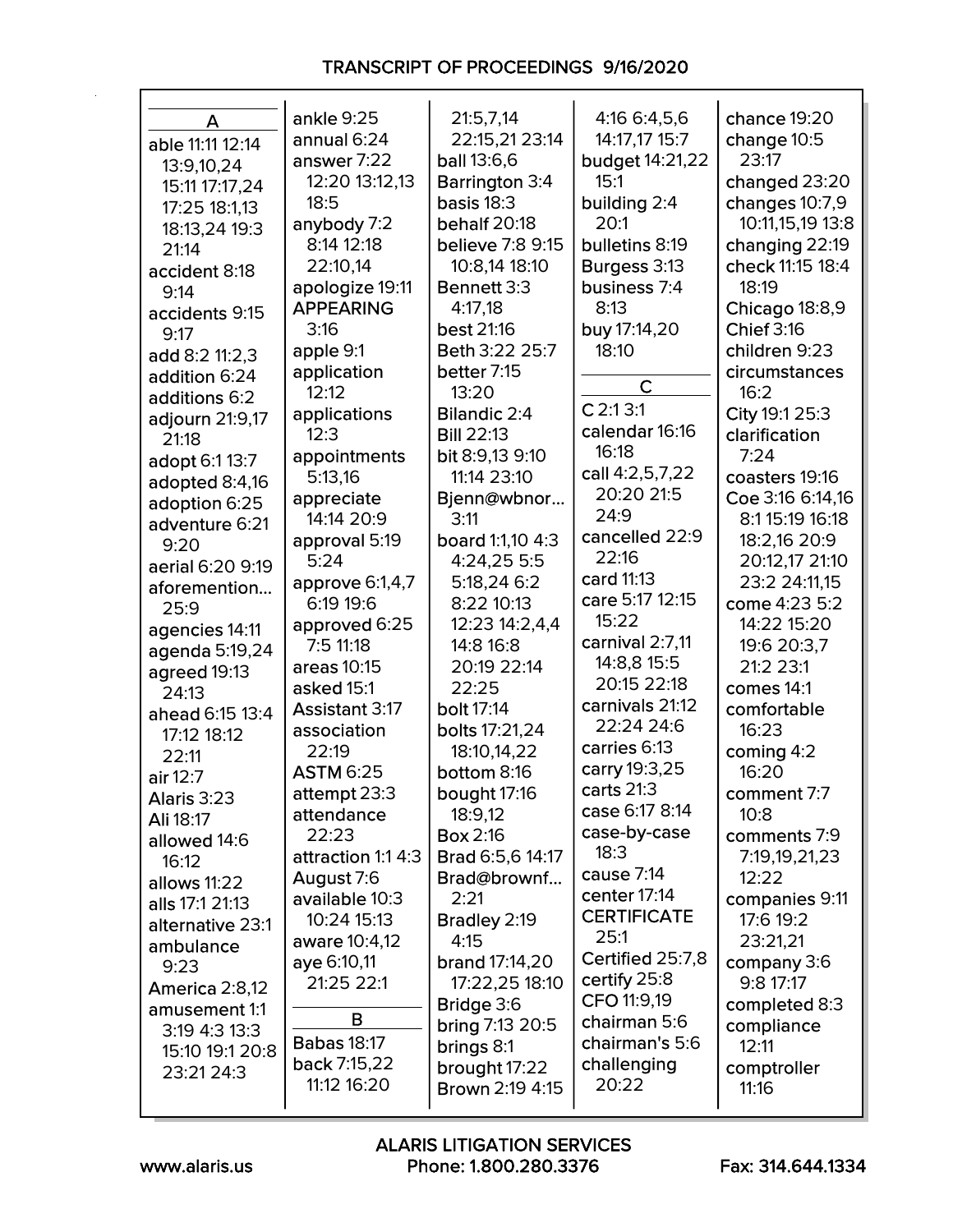TRANSCRIPT OF PROCEEDINGS 9/16/2020

## A

able 11:11 12:14 13:9,10,24 15:11 17:17,24 17:25 18:1,13 18:13,24 19:3 21:14
accident 8:18 9:14
accidents 9:15 9:17
add 8:2 11:2,3
addition 6:24
additions 6:2
adjourn 21:9,17 21:18
adopt 6:1 13:7
adopted 8:4,16
adoption 6:25
adventure 6:21 9:20
aerial 6:20 9:19
aforemention... 25:9
agencies 14:11
agenda 5:19,24
agreed 19:13 24:13
ahead 6:15 13:4 17:12 18:12 22:11
air 12:7
Alaris 3:23
Ali 18:17
allowed 14:6 16:12
allows 11:22
alls 17:1 21:13
alternative 23:1
ambulance 9:23
America 2:8,12
amusement 1:1 3:19 4:3 13:3 15:10 19:1 20:8 23:21 24:3
ankle 9:25
annual 6:24
answer 7:22 12:20 13:12,13 18:5
anybody 7:2 8:14 12:18 22:10,14
apologize 19:11
APPEARING 3:16
apple 9:1
application 12:12
applications 12:3
appointments 5:13,16
appreciate 14:14 20:9
approval 5:19 5:24
approve 6:1,4,7 6:19 19:6
approved 6:25 7:5 11:18
areas 10:15
asked 15:1
Assistant 3:17
association 22:19
ASTM 6:25
attempt 23:3
attendance 22:23
attraction 1:1 4:3
August 7:6
available 10:3 10:24 15:13
aware 10:4,12
aye 6:10,11 21:25 22:1

## B

Babas 18:17
back 7:15,22 11:12 16:20
21:5,7,14 22:15,21 23:14
ball 13:6,6
Barrington 3:4
basis 18:3
behalf 20:18
believe 7:8 9:15 10:8,14 18:10
Bennett 3:3 4:17,18
best 21:16
Beth 3:22 25:7
better 7:15 13:20
Bilandic 2:4
Bill 22:13
bit 8:9,13 9:10 11:14 23:10
Bjenn@wbnor... 3:11
board 1:1,10 4:3 4:24,25 5:5 5:18,24 6:2 8:22 10:13 12:23 14:2,4,4 14:8 16:8 20:19 22:14 22:25
bolt 17:14
bolts 17:21,24 18:10,14,22
bottom 8:16
bought 17:16 18:9,12
Box 2:16
Brad 6:5,6 14:17
Brad@brownf... 2:21
Bradley 2:19 4:15
brand 17:14,20 17:22,25 18:10
Bridge 3:6
bring 7:13 20:5
brings 8:1
brought 17:22
Brown 2:19 4:15
4:16 6:4,5,6 14:17,17 15:7
budget 14:21,22 15:1
building 2:4 20:1
bulletins 8:19
Burgess 3:13
business 7:4 8:13
buy 17:14,20 18:10

## C

C 2:1 3:1
calendar 16:16 16:18
call 4:2,5,7,22 20:20 21:5 24:9
cancelled 22:9 22:16
card 11:13
care 5:17 12:15 15:22
carnival 2:7,11 14:8,8 15:5 20:15 22:18
carnivals 21:12 22:24 24:6
carries 6:13
carry 19:3,25
carts 21:3
case 6:17 8:14
case-by-case 18:3
cause 7:14
center 17:14
CERTIFICATE 25:1
Certified 25:7,8
certify 25:8
CFO 11:9,19
chairman 5:6
chairman's 5:6
challenging 20:22
chance 19:20
change 10:5 23:17
changed 23:20
changes 10:7,9 10:11,15,19 13:8
changing 22:19
check 11:15 18:4 18:19
Chicago 18:8,9
Chief 3:16
children 9:23
circumstances 16:2
City 19:1 25:3
clarification 7:24
coasters 19:16
Coe 3:16 6:14,16 8:1 15:19 16:18 18:2,16 20:9 20:12,17 21:10 23:2 24:11,15
come 4:23 5:2 14:22 15:20 19:6 20:3,7 21:2 23:1
comes 14:1
comfortable 16:23
coming 4:2 16:20
comment 7:7 10:8
comments 7:9 7:19,19,21,23 12:22
companies 9:11 17:6 19:2 23:21,21
company 3:6 9:8 17:17
completed 8:3
compliance 12:11
comptroller 11:16

ALARIS LITIGATION SERVICES
www.alaris.us Phone: 1.800.280.3376 Fax: 314.644.1334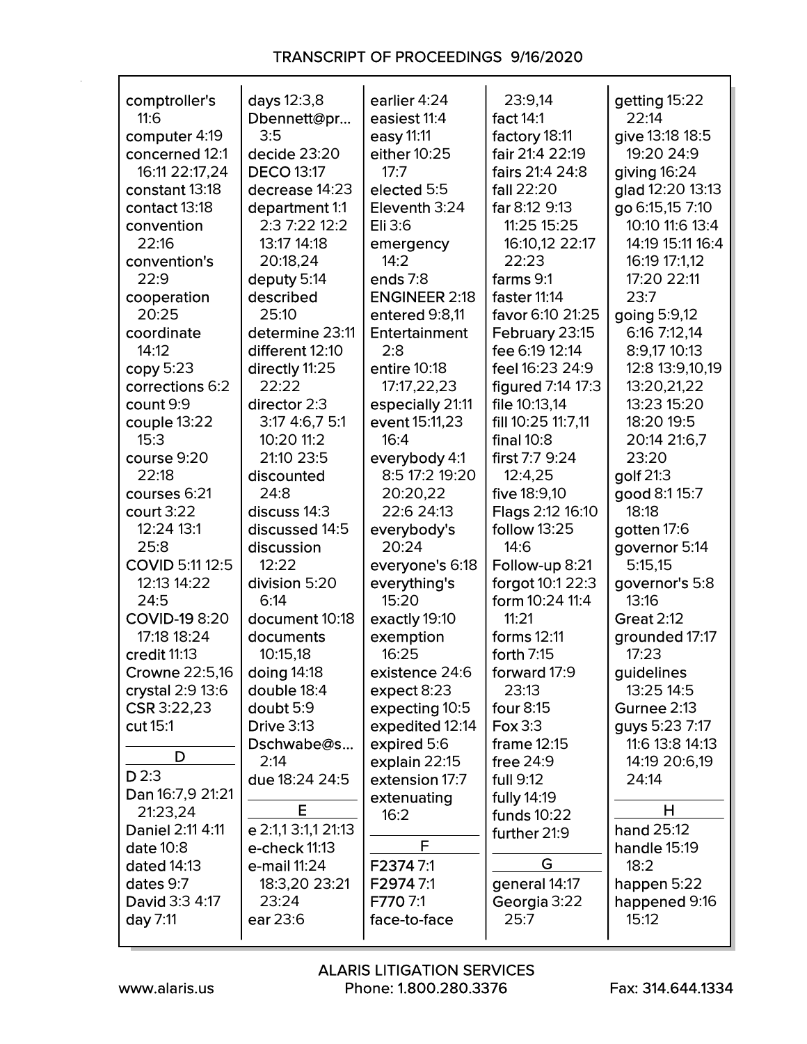comptroller's 11:6
computer 4:19
concerned 12:1 16:11 22:17,24
constant 13:18
contact 13:18
convention 22:16
convention's 22:9
cooperation 20:25
coordinate 14:12
copy 5:23
corrections 6:2
count 9:9
couple 13:22 15:3
course 9:20 22:18
courses 6:21
court 3:22 12:24 13:1 25:8
COVID 5:11 12:5 12:13 14:22 24:5
COVID-19 8:20 17:18 18:24
credit 11:13
Crowne 22:5,16
crystal 2:9 13:6
CSR 3:22,23
cut 15:1

## D

D 2:3
Dan 16:7,9 21:21 21:23,24
Daniel 2:11 4:11
date 10:8
dated 14:13
dates 9:7
David 3:3 4:17
day 7:11
days 12:3,8
Dbennett@pr... 3:5
decide 23:20
DECO 13:17
decrease 14:23
department 1:1 2:3 7:22 12:2 13:17 14:18 20:18,24
deputy 5:14
described 25:10
determine 23:11
different 12:10
directly 11:25 22:22
director 2:3 3:17 4:6,7 5:1 10:20 11:2 21:10 23:5
discounted 24:8
discuss 14:3
discussed 14:5
discussion 12:22
division 5:20 6:14
document 10:18
documents 10:15,18
doing 14:18
double 18:4
doubt 5:9
Drive 3:13
Dschwabe@s... 2:14
due 18:24 24:5

## E

e 2:1,1 3:1,1 21:13
e-check 11:13
e-mail 11:24 18:3,20 23:21 23:24
ear 23:6
earlier 4:24
easiest 11:4
easy 11:11
either 10:25 17:7
elected 5:5
Eleventh 3:24
Eli 3:6
emergency 14:2
ends 7:8
ENGINEER 2:18
entered 9:8,11
Entertainment 2:8
entire 10:18 17:17,22,23
especially 21:11
event 15:11,23 16:4
everybody 4:1 8:5 17:2 19:20 20:20,22 22:6 24:13
everybody's 20:24
everyone's 6:18
everything's 15:20
exactly 19:10
exemption 16:25
existence 24:6
expect 8:23
expecting 10:5
expedited 12:14
expired 5:6
explain 22:15
extension 17:7
extenuating 16:2

## F

F2374 7:1
F2974 7:1
F770 7:1
face-to-face 23:9,14
fact 14:1
factory 18:11
fair 21:4 22:19
fairs 21:4 24:8
fall 22:20
far 8:12 9:13 11:25 15:25 16:10,12 22:17 22:23
farms 9:1
faster 11:14
favor 6:10 21:25
February 23:15
fee 6:19 12:14
feel 16:23 24:9
figured 7:14 17:3
file 10:13,14
fill 10:25 11:7,11
final 10:8
first 7:7 9:24 12:4,25
five 18:9,10
Flags 2:12 16:10
follow 13:25 14:6
Follow-up 8:21
forgot 10:1 22:3
form 10:24 11:4 11:21
forms 12:11
forth 7:15
forward 17:9 23:13
four 8:15
Fox 3:3
frame 12:15
free 24:9
full 9:12
fully 14:19
funds 10:22
further 21:9

## G

general 14:17
Georgia 3:22 25:7
getting 15:22 22:14
give 13:18 18:5 19:20 24:9
giving 16:24
glad 12:20 13:13
go 6:15,15 7:10 10:10 11:6 13:4 14:19 15:11 16:4 16:19 17:1,12 17:20 22:11 23:7
going 5:9,12 6:16 7:12,14 8:9,17 10:13 12:8 13:9,10,19 13:20,21,22 13:23 15:20 18:20 19:5 20:14 21:6,7 23:20
golf 21:3
good 8:1 15:7 18:18
gotten 17:6
governor 5:14 5:15,15
governor's 5:8 13:16
Great 2:12
grounded 17:17 17:23
guidelines 13:25 14:5
Gurnee 2:13
guys 5:23 7:17 11:6 13:8 14:13 14:19 20:6,19 24:14

## H

hand 25:12
handle 15:19 18:2
happen 5:22
happened 9:16 15:12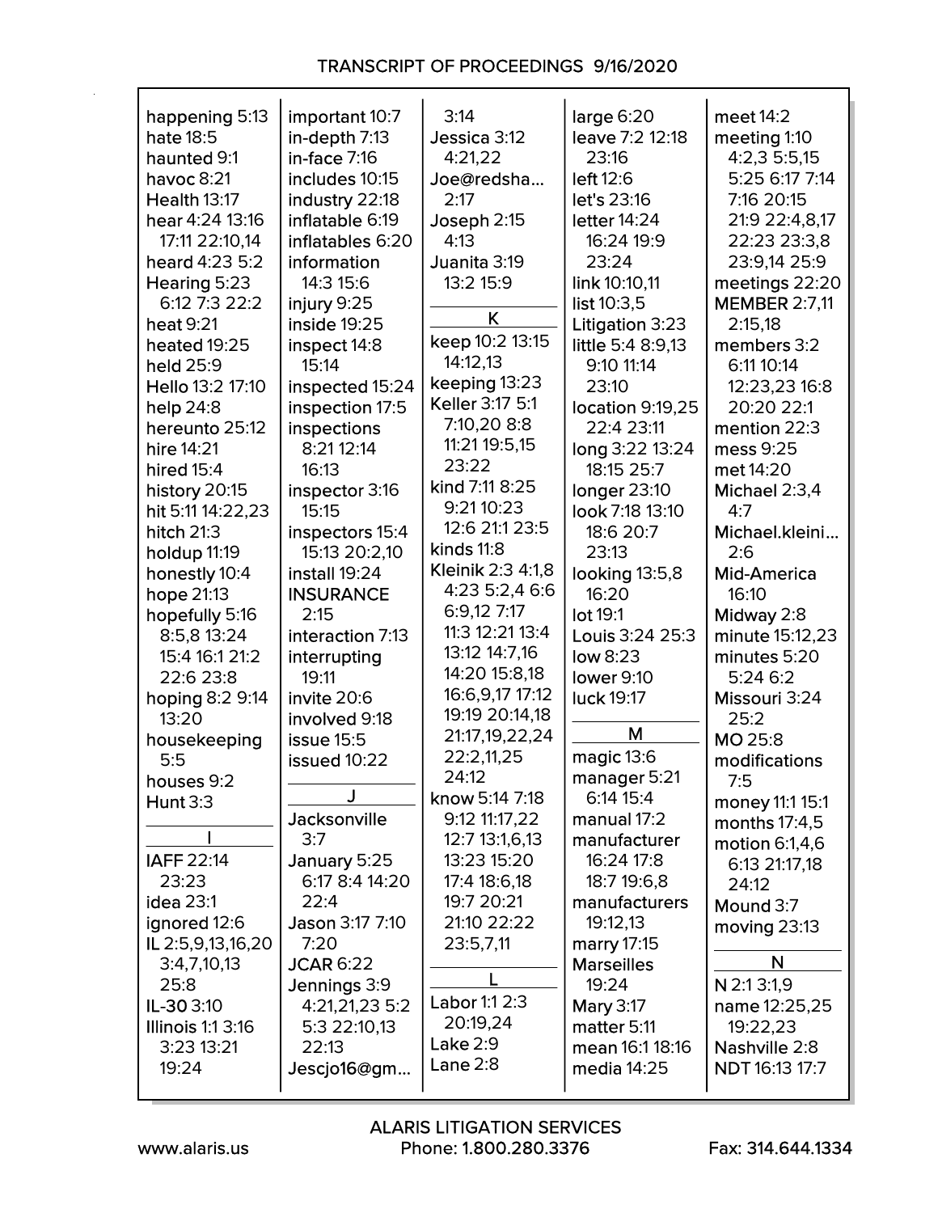# TRANSCRIPT OF PROCEEDINGS 9/16/2020

happening 5:13
hate 18:5
haunted 9:1
havoc 8:21
Health 13:17
hear 4:24 13:16 17:11 22:10,14
heard 4:23 5:2
Hearing 5:23 6:12 7:3 22:2
heat 9:21
heated 19:25
held 25:9
Hello 13:2 17:10
help 24:8
hereunto 25:12
hire 14:21
hired 15:4
history 20:15
hit 5:11 14:22,23
hitch 21:3
holdup 11:19
honestly 10:4
hope 21:13
hopefully 5:16 8:5,8 13:24 15:4 16:1 21:2 22:6 23:8
hoping 8:2 9:14 13:20
housekeeping 5:5
houses 9:2
Hunt 3:3

## I

IAFF 22:14 23:23
idea 23:1
ignored 12:6
IL 2:5,9,13,16,20 3:4,7,10,13 25:8
IL-30 3:10
Illinois 1:1 3:16 3:23 13:21 19:24
important 10:7
in-depth 7:13
in-face 7:16
includes 10:15
industry 22:18
inflatable 6:19
inflatables 6:20
information 14:3 15:6
injury 9:25
inside 19:25
inspect 14:8 15:14
inspected 15:24
inspection 17:5
inspections 8:21 12:14 16:13
inspector 3:16 15:15
inspectors 15:4 15:13 20:2,10
install 19:24
INSURANCE 2:15
interaction 7:13
interrupting 19:11
invite 20:6
involved 9:18
issue 15:5
issued 10:22

## J

Jacksonville 3:7
January 5:25 6:17 8:4 14:20 22:4
Jason 3:17 7:10 7:20
JCAR 6:22
Jennings 3:9 4:21,21,23 5:2 5:3 22:10,13 22:13
Jescjo16@gm... 3:14
Jessica 3:12 4:21,22
Joe@redsha... 2:17
Joseph 2:15 4:13
Juanita 3:19 13:2 15:9

## K

keep 10:2 13:15 14:12,13
keeping 13:23
Keller 3:17 5:1 7:10,20 8:8 11:21 19:5,15 23:22
kind 7:11 8:25 9:21 10:23 12:6 21:1 23:5
kinds 11:8
Kleinik 2:3 4:1,8 4:23 5:2,4 6:6 6:9,12 7:17 11:3 12:21 13:4 13:12 14:7,16 14:20 15:8,18 16:6,9,17 17:12 19:19 20:14,18 21:17,19,22,24 22:2,11,25 24:12
know 5:14 7:18 9:12 11:17,22 12:7 13:1,6,13 13:23 15:20 17:4 18:6,18 19:7 20:21 21:10 22:22 23:5,7,11

## L

Labor 1:1 2:3 20:19,24
Lake 2:9
Lane 2:8
large 6:20
leave 7:2 12:18 23:16
left 12:6
let's 23:16
letter 14:24 16:24 19:9 23:24
link 10:10,11
list 10:3,5
Litigation 3:23
little 5:4 8:9,13 9:10 11:14 23:10
location 9:19,25 22:4 23:11
long 3:22 13:24 18:15 25:7
longer 23:10
look 7:18 13:10 18:6 20:7 23:13
looking 13:5,8 16:20
lot 19:1
Louis 3:24 25:3
low 8:23
lower 9:10
luck 19:17

## M

magic 13:6
manager 5:21 6:14 15:4
manual 17:2
manufacturer 16:24 17:8 18:7 19:6,8
manufacturers 19:12,13
marry 17:15
Marseilles 19:24
Mary 3:17
matter 5:11
mean 16:1 18:16
media 14:25
meet 14:2
meeting 1:10 4:2,3 5:5,15 5:25 6:17 7:14 7:16 20:15 21:9 22:4,8,17 22:23 23:3,8 23:9,14 25:9
meetings 22:20
MEMBER 2:7,11 2:15,18
members 3:2 6:11 10:14 12:23,23 16:8 20:20 22:1
mention 22:3
mess 9:25
met 14:20
Michael 2:3,4 4:7
Michael.kleini... 2:6
Mid-America 16:10
Midway 2:8
minute 15:12,23
minutes 5:20 5:24 6:2
Missouri 3:24 25:2
MO 25:8
modifications 7:5
money 11:1 15:1
months 17:4,5
motion 6:1,4,6 6:13 21:17,18 24:12
Mound 3:7
moving 23:13

## N

N 2:1 3:1,9
name 12:25,25 19:22,23
Nashville 2:8
NDT 16:13 17:7

ALARIS LITIGATION SERVICES
www.alaris.us Phone: 1.800.280.3376 Fax: 314.644.1334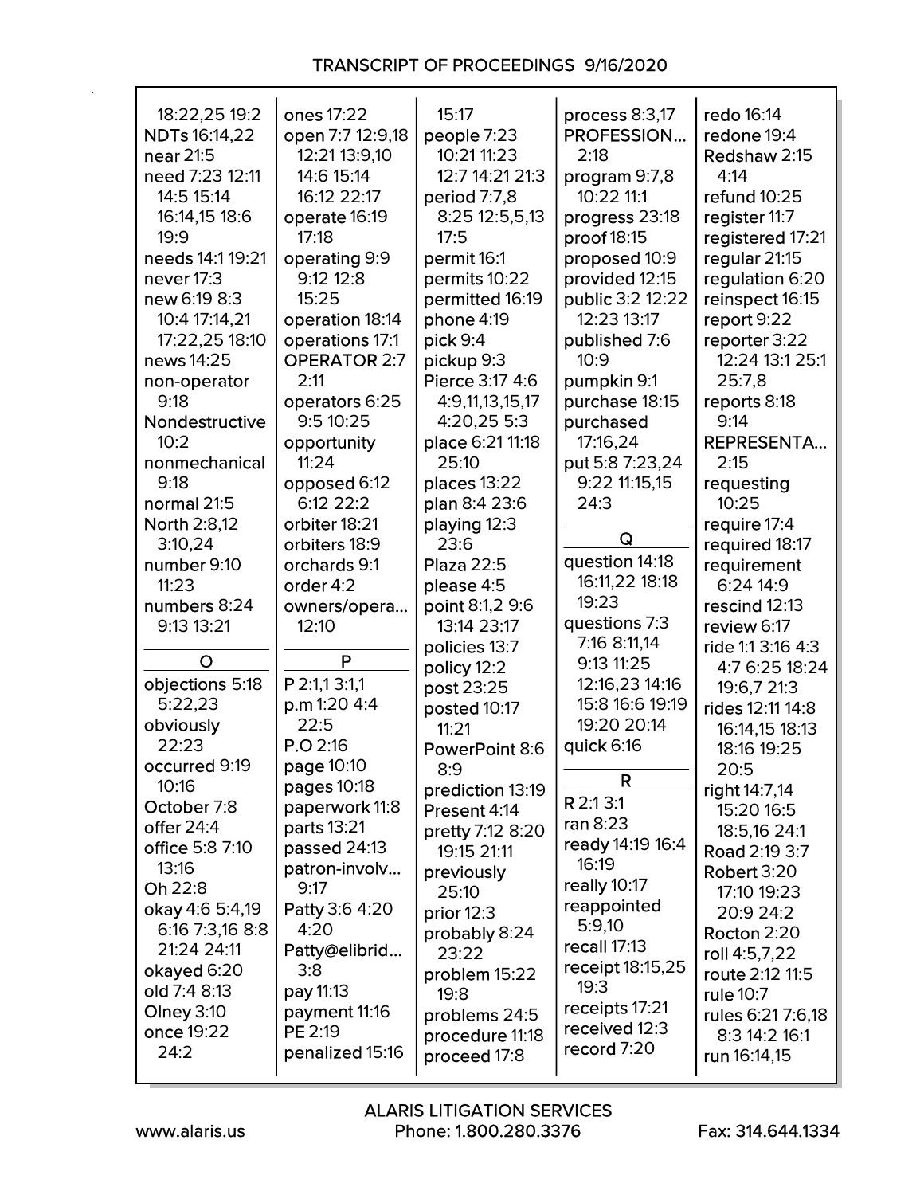18:22,25 19:2
NDTs 16:14,22
near 21:5
need 7:23 12:11 14:5 15:14 16:14,15 18:6 19:9
needs 14:1 19:21
never 17:3
new 6:19 8:3 10:4 17:14,21 17:22,25 18:10
news 14:25
non-operator 9:18
Nondestructive 10:2
nonmechanical 9:18
normal 21:5
North 2:8,12 3:10,24
number 9:10 11:23
numbers 8:24 9:13 13:21

**O**

objections 5:18 5:22,23
obviously 22:23
occurred 9:19 10:16
October 7:8
offer 24:4
office 5:8 7:10 13:16
Oh 22:8
okay 4:6 5:4,19 6:16 7:3,16 8:8 21:24 24:11
okayed 6:20
old 7:4 8:13
Olney 3:10
once 19:22 24:2
ones 17:22
open 7:7 12:9,18 12:21 13:9,10 14:6 15:14 16:12 22:17
operate 16:19 17:18
operating 9:9 9:12 12:8 15:25
operation 18:14
operations 17:1
OPERATOR 2:7 2:11
operators 6:25 9:5 10:25
opportunity 11:24
opposed 6:12 6:12 22:2
orbiter 18:21
orbiters 18:9
orchards 9:1
order 4:2
owners/opera... 12:10

**P**

P 2:1,1 3:1,1
p.m 1:20 4:4 22:5
P.O 2:16
page 10:10
pages 10:18
paperwork 11:8
parts 13:21
passed 24:13
patron-involv... 9:17
Patty 3:6 4:20 4:20
Patty@elibrid... 3:8
pay 11:13
payment 11:16
PE 2:19
penalized 15:16 15:17
people 7:23 10:21 11:23 12:7 14:21 21:3
period 7:7,8 8:25 12:5,5,13 17:5
permit 16:1
permits 10:22
permitted 16:19
phone 4:19
pick 9:4
pickup 9:3
Pierce 3:17 4:6 4:9,11,13,15,17 4:20,25 5:3
place 6:21 11:18 25:10
places 13:22
plan 8:4 23:6
playing 12:3 23:6
Plaza 22:5
please 4:5
point 8:1,2 9:6 13:14 23:17
policies 13:7
policy 12:2
post 23:25
posted 10:17 11:21
PowerPoint 8:6 8:9
prediction 13:19
Present 4:14
pretty 7:12 8:20 19:15 21:11
previously 25:10
prior 12:3
probably 8:24 23:22
problem 15:22 19:8
problems 24:5
procedure 11:18
proceed 17:8
process 8:3,17
PROFESSION... 2:18
program 9:7,8 10:22 11:1
progress 23:18
proof 18:15
proposed 10:9
provided 12:15
public 3:2 12:22 12:23 13:17
published 7:6 10:9
pumpkin 9:1
purchase 18:15
purchased 17:16,24
put 5:8 7:23,24 9:22 11:15,15 24:3

**Q**

question 14:18 16:11,22 18:18 19:23
questions 7:3 7:16 8:11,14 9:13 11:25 12:16,23 14:16 15:8 16:6 19:19 19:20 20:14
quick 6:16

**R**

R 2:1 3:1
ran 8:23
ready 14:19 16:4 16:19
really 10:17
reappointed 5:9,10
recall 17:13
receipt 18:15,25 19:3
receipts 17:21
received 12:3
record 7:20
redo 16:14
redone 19:4
Redshaw 2:15 4:14
refund 10:25
register 11:7
registered 17:21
regular 21:15
regulation 6:20
reinspect 16:15
report 9:22
reporter 3:22 12:24 13:1 25:1 25:7,8
reports 8:18 9:14
REPRESENTA... 2:15
requesting 10:25
require 17:4
required 18:17
requirement 6:24 14:9
rescind 12:13
review 6:17
ride 1:1 3:16 4:3 4:7 6:25 18:24 19:6,7 21:3
rides 12:11 14:8 16:14,15 18:13 18:16 19:25 20:5
right 14:7,14 15:20 16:5 18:5,16 24:1
Road 2:19 3:7
Robert 3:20 17:10 19:23 20:9 24:2
Rocton 2:20
roll 4:5,7,22
route 2:12 11:5
rule 10:7
rules 6:21 7:6,18 8:3 14:2 16:1
run 16:14,15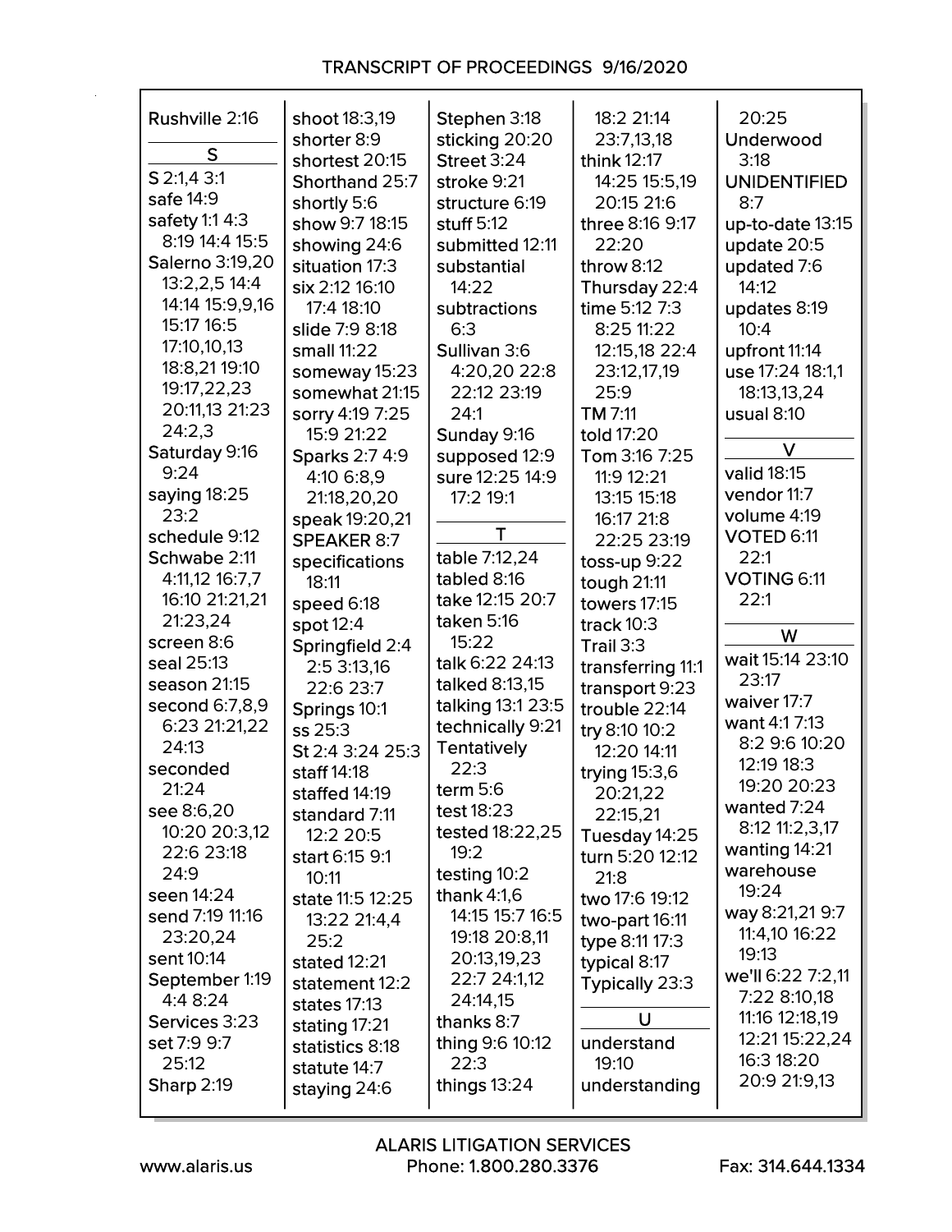Rushville 2:16

**S**

S 2:1,4 3:1
safe 14:9
safety 1:1 4:3 8:19 14:4 15:5
Salerno 3:19,20 13:2,2,5 14:4 14:14 15:9,9,16 15:17 16:5 17:10,10,13 18:8,21 19:10 19:17,22,23 20:11,13 21:23 24:2,3
Saturday 9:16 9:24
saying 18:25 23:2
schedule 9:12
Schwabe 2:11 4:11,12 16:7,7 16:10 21:21,21 21:23,24
screen 8:6
seal 25:13
season 21:15
second 6:7,8,9 6:23 21:21,22 24:13
seconded 21:24
see 8:6,20 10:20 20:3,12 22:6 23:18 24:9
seen 14:24
send 7:19 11:16 23:20,24
sent 10:14
September 1:19 4:4 8:24
Services 3:23
set 7:9 9:7 25:12
Sharp 2:19
shoot 18:3,19
shorter 8:9
shortest 20:15
Shorthand 25:7
shortly 5:6
show 9:7 18:15
showing 24:6
situation 17:3
six 2:12 16:10 17:4 18:10
slide 7:9 8:18
small 11:22
someway 15:23
somewhat 21:15
sorry 4:19 7:25 15:9 21:22
Sparks 2:7 4:9 4:10 6:8,9 21:18,20,20
speak 19:20,21
SPEAKER 8:7
specifications 18:11
speed 6:18
spot 12:4
Springfield 2:4 2:5 3:13,16 22:6 23:7
Springs 10:1
ss 25:3
St 2:4 3:24 25:3
staff 14:18
staffed 14:19
standard 7:11 12:2 20:5
start 6:15 9:1 10:11
state 11:5 12:25 13:22 21:4,4 25:2
stated 12:21
statement 12:2
states 17:13
stating 17:21
statistics 8:18
statute 14:7
staying 24:6
Stephen 3:18
sticking 20:20
Street 3:24
stroke 9:21
structure 6:19
stuff 5:12
submitted 12:11
substantial 14:22
subtractions 6:3
Sullivan 3:6 4:20,20 22:8 22:12 23:19 24:1
Sunday 9:16
supposed 12:9
sure 12:25 14:9 17:2 19:1

**T**

table 7:12,24
tabled 8:16
take 12:15 20:7
taken 5:16 15:22
talk 6:22 24:13
talked 8:13,15
talking 13:1 23:5
technically 9:21
Tentatively 22:3
term 5:6
test 18:23
tested 18:22,25 19:2
testing 10:2
thank 4:1,6 14:15 15:7 16:5 19:18 20:8,11 20:13,19,23 22:7 24:1,12 24:14,15
thanks 8:7
thing 9:6 10:12 22:3
things 13:24
18:2 21:14 23:7,13,18
think 12:17 14:25 15:5,19 20:15 21:6
three 8:16 9:17 22:20
throw 8:12
Thursday 22:4
time 5:12 7:3 8:25 11:22 12:15,18 22:4 23:12,17,19 25:9
TM 7:11
told 17:20
Tom 3:16 7:25 11:9 12:21 13:15 15:18 16:17 21:8 22:25 23:19
toss-up 9:22
tough 21:11
towers 17:15
track 10:3
Trail 3:3
transferring 11:1
transport 9:23
trouble 22:14
try 8:10 10:2 12:20 14:11
trying 15:3,6 20:21,22 22:15,21
Tuesday 14:25
turn 5:20 12:12 21:8
two 17:6 19:12
two-part 16:11
type 8:11 17:3
typical 8:17
Typically 23:3

**U**

understand 19:10
understanding 20:25
Underwood 3:18
UNIDENTIFIED 8:7
up-to-date 13:15
update 20:5
updated 7:6 14:12
updates 8:19 10:4
upfront 11:14
use 17:24 18:1,1 18:13,13,24
usual 8:10

**V**

valid 18:15
vendor 11:7
volume 4:19
VOTED 6:11 22:1
VOTING 6:11 22:1

**W**

wait 15:14 23:10 23:17
waiver 17:7
want 4:1 7:13 8:2 9:6 10:20 12:19 18:3 19:20 20:23
wanted 7:24 8:12 11:2,3,17
wanting 14:21
warehouse 19:24
way 8:21,21 9:7 11:4,10 16:22 19:13
we'll 6:22 7:2,11 7:22 8:10,18 11:16 12:18,19 12:21 15:22,24 16:3 18:20 20:9 21:9,13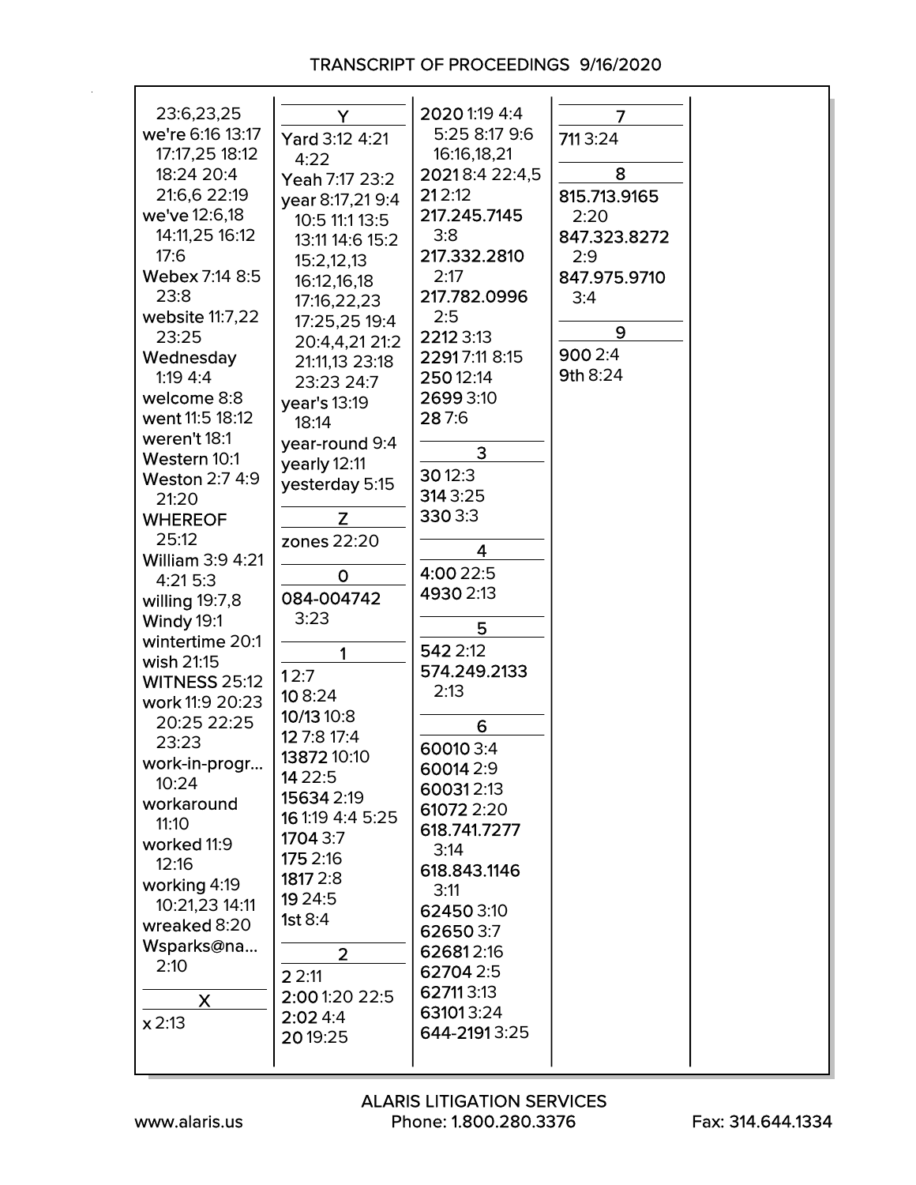23:6,23,25
we're 6:16 13:17 17:17,25 18:12 18:24 20:4 21:6,6 22:19
we've 12:6,18 14:11,25 16:12 17:6
Webex 7:14 8:5 23:8
website 11:7,22 23:25
Wednesday 1:19 4:4
welcome 8:8
went 11:5 18:12
weren't 18:1
Western 10:1
Weston 2:7 4:9 21:20
WHEREOF 25:12
William 3:9 4:21 4:21 5:3
willing 19:7,8
Windy 19:1
wintertime 20:1
wish 21:15
WITNESS 25:12
work 11:9 20:23 20:25 22:25 23:23
work-in-progr... 10:24
workaround 11:10
worked 11:9 12:16
working 4:19 10:21,23 14:11
wreaked 8:20
Wsparks@na... 2:10

## X

x 2:13

## Y

Yard 3:12 4:21 4:22
Yeah 7:17 23:2
year 8:17,21 9:4 10:5 11:1 13:5 13:11 14:6 15:2 15:2,12,13 16:12,16,18 17:16,22,23 17:25,25 19:4 20:4,4,21 21:2 21:11,13 23:18 23:23 24:7
year's 13:19 18:14
year-round 9:4
yearly 12:11
yesterday 5:15

## Z

zones 22:20

## 0

084-004742 3:23

## 1

1 2:7
10 8:24
10/13 10:8
12 7:8 17:4
13872 10:10
14 22:5
15634 2:19
16 1:19 4:4 5:25
1704 3:7
175 2:16
1817 2:8
19 24:5
1st 8:4

## 2

2 2:11
2:00 1:20 22:5
2:02 4:4
20 19:25
2020 1:19 4:4 5:25 8:17 9:6 16:16,18,21
2021 8:4 22:4,5
21 2:12
217.245.7145 3:8
217.332.2810 2:17
217.782.0996 2:5
2212 3:13
2291 7:11 8:15
250 12:14
2699 3:10
28 7:6

## 3

30 12:3
314 3:25
330 3:3

## 4

4:00 22:5
4930 2:13

## 5

542 2:12
574.249.2133 2:13

## 6

60010 3:4
60014 2:9
60031 2:13
61072 2:20
618.741.7277 3:14
618.843.1146 3:11
62450 3:10
62650 3:7
62681 2:16
62704 2:5
62711 3:13
63101 3:24
644-2191 3:25

## 7

711 3:24

## 8

815.713.9165 2:20
847.323.8272 2:9
847.975.9710 3:4

## 9

900 2:4
9th 8:24